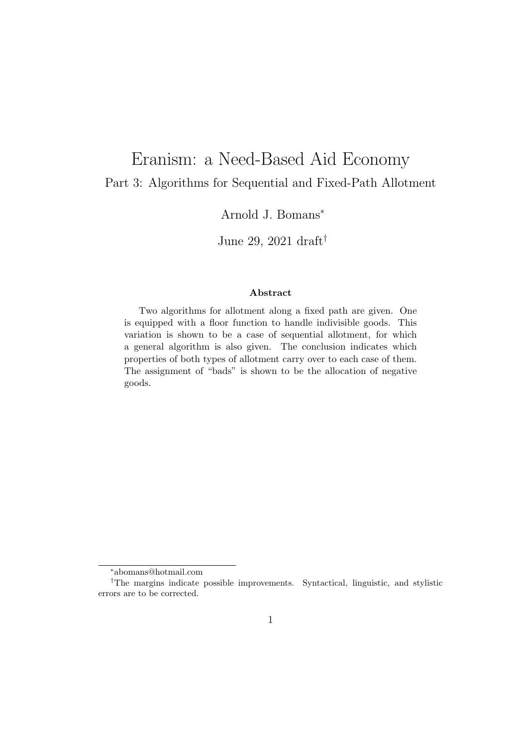# Eranism: a Need-Based Aid Economy

## Part 3: Algorithms for Sequential and Fixed-Path Allotment

Arnold J. Bomans[*]

June 29, 2021 draft[†]

### Abstract

Two algorithms for allotment along a fixed path are given. One is equipped with a floor function to handle indivisible goods. This variation is shown to be a case of sequential allotment, for which a general algorithm is also given. The conclusion indicates which properties of both types of allotment carry over to each case of them. The assignment of "bads" is shown to be the allocation of negative goods.

---

[*] abomans@hotmail.com

[†] The margins indicate possible improvements. Syntactical, linguistic, and stylistic errors are to be corrected.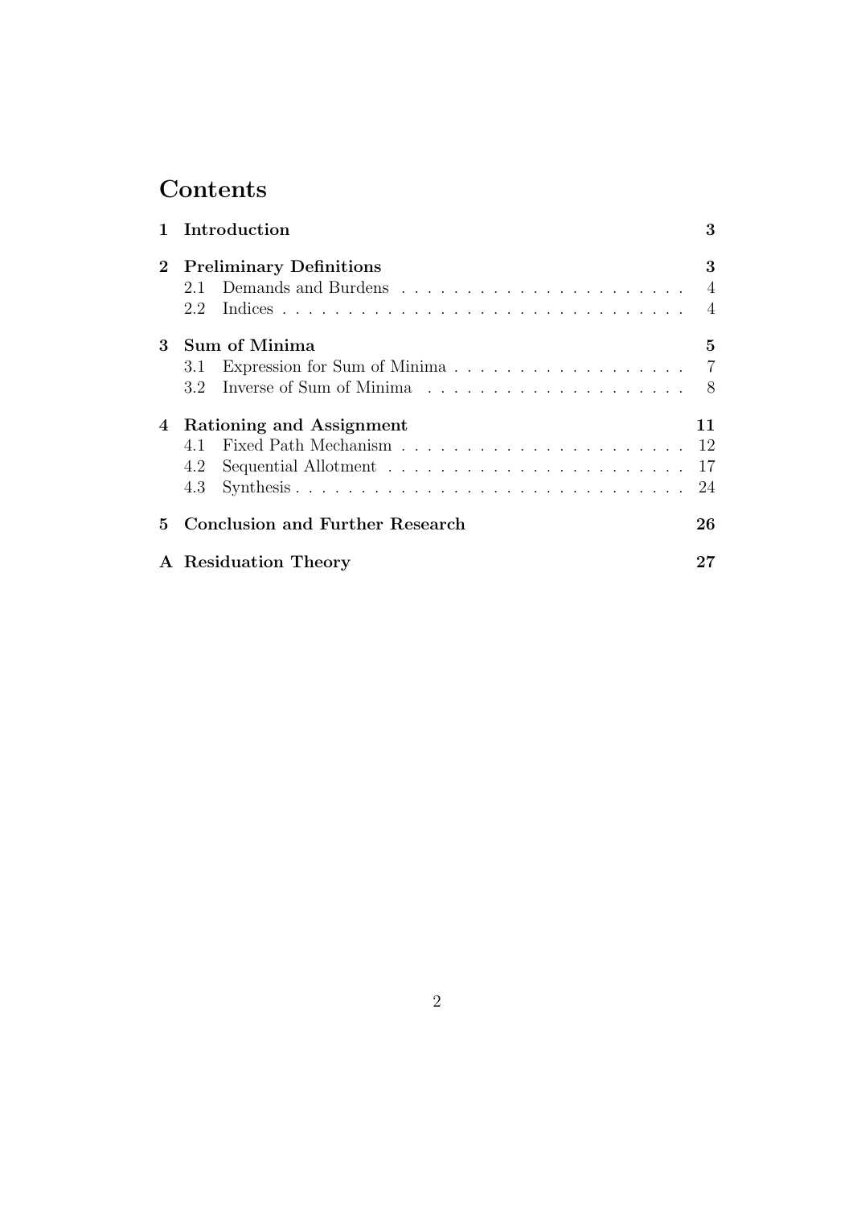# Contents

| | | |
|---|---|---|
| **1** | **Introduction** | **3** |
| **2** | **Preliminary Definitions** | **3** |
| | 2.1 Demands and Burdens | 4 |
| | 2.2 Indices | 4 |
| **3** | **Sum of Minima** | **5** |
| | 3.1 Expression for Sum of Minima | 7 |
| | 3.2 Inverse of Sum of Minima | 8 |
| **4** | **Rationing and Assignment** | **11** |
| | 4.1 Fixed Path Mechanism | 12 |
| | 4.2 Sequential Allotment | 17 |
| | 4.3 Synthesis | 24 |
| **5** | **Conclusion and Further Research** | **26** |
| **A** | **Residuation Theory** | **27** |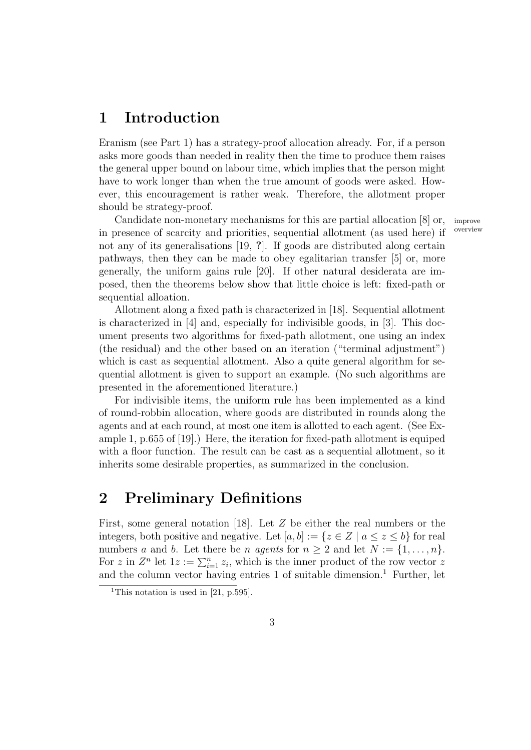## 1 Introduction

Eranism (see Part 1) has a strategy-proof allocation already. For, if a person asks more goods than needed in reality then the time to produce them raises the general upper bound on labour time, which implies that the person might have to work longer than when the true amount of goods were asked. However, this encouragement is rather weak. Therefore, the allotment proper should be strategy-proof.

Candidate non-monetary mechanisms for this are partial allocation [8] or, in presence of scarcity and priorities, sequential allotment (as used here) if not any of its generalisations [19, **?**]. If goods are distributed along certain pathways, then they can be made to obey egalitarian transfer [5] or, more generally, the uniform gains rule [20]. If other natural desiderata are imposed, then the theorems below show that little choice is left: fixed-path or sequential alloation.

improve overview

Allotment along a fixed path is characterized in [18]. Sequential allotment is characterized in [4] and, especially for indivisible goods, in [3]. This document presents two algorithms for fixed-path allotment, one using an index (the residual) and the other based on an iteration ("terminal adjustment") which is cast as sequential allotment. Also a quite general algorithm for sequential allotment is given to support an example. (No such algorithms are presented in the aforementioned literature.)

For indivisible items, the uniform rule has been implemented as a kind of round-robbin allocation, where goods are distributed in rounds along the agents and at each round, at most one item is allotted to each agent. (See Example 1, p.655 of [19].) Here, the iteration for fixed-path allotment is equiped with a floor function. The result can be cast as a sequential allotment, so it inherits some desirable properties, as summarized in the conclusion.

## 2 Preliminary Definitions

First, some general notation [18]. Let $Z$ be either the real numbers or the integers, both positive and negative. Let $[a, b] := \{z \in Z \mid a \leq z \leq b\}$ for real numbers $a$ and $b$. Let there be $n$ *agents* for $n \geq 2$ and let $N := \{1, \ldots, n\}$. For $z$ in $Z^n$ let $1z := \sum_{i=1}^{n} z_i$, which is the inner product of the row vector $z$ and the column vector having entries 1 of suitable dimension.[1] Further, let

[1] This notation is used in [21, p.595].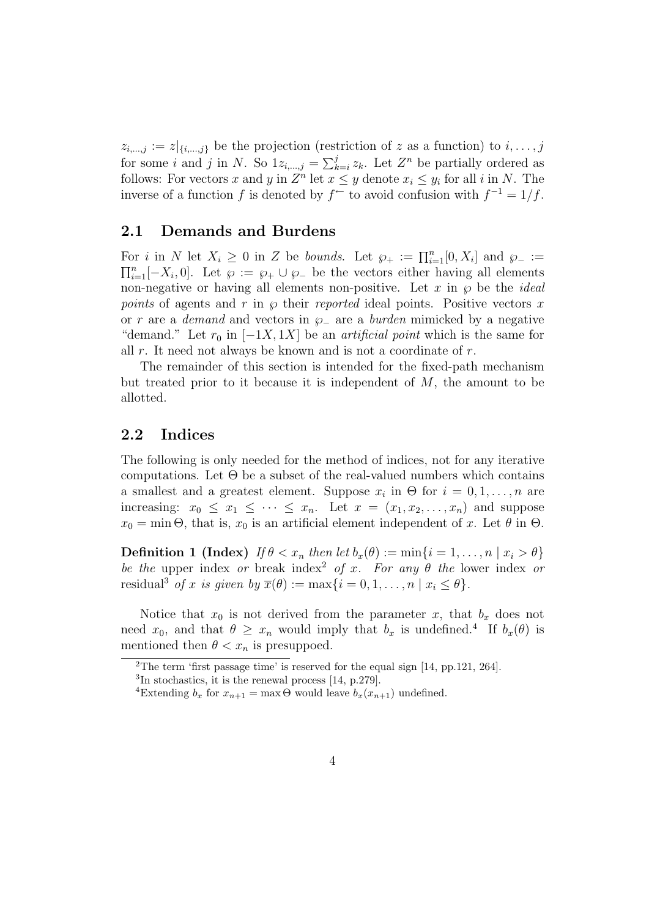$z_{i,\ldots,j} := z|_{\{i,\ldots,j\}}$ be the projection (restriction of $z$ as a function) to $i,\ldots,j$ for some $i$ and $j$ in $N$. So $1z_{i,\ldots,j} = \sum_{k=i}^{j} z_k$. Let $Z^n$ be partially ordered as follows: For vectors $x$ and $y$ in $Z^n$ let $x \leq y$ denote $x_i \leq y_i$ for all $i$ in $N$. The inverse of a function $f$ is denoted by $f^{\leftarrow}$ to avoid confusion with $f^{-1} = 1/f$.

## 2.1 Demands and Burdens

For $i$ in $N$ let $X_i \geq 0$ in $Z$ be *bounds*. Let $\wp_+ := \prod_{i=1}^{n}[0, X_i]$ and $\wp_- := \prod_{i=1}^{n}[-X_i, 0]$. Let $\wp := \wp_+ \cup \wp_-$ be the vectors either having all elements non-negative or having all elements non-positive. Let $x$ in $\wp$ be the *ideal points* of agents and $r$ in $\wp$ their *reported* ideal points. Positive vectors $x$ or $r$ are a *demand* and vectors in $\wp_-$ are a *burden* mimicked by a negative "demand." Let $r_0$ in $[-1X, 1X]$ be an *artificial point* which is the same for all $r$. It need not always be known and is not a coordinate of $r$.

The remainder of this section is intended for the fixed-path mechanism but treated prior to it because it is independent of $M$, the amount to be allotted.

## 2.2 Indices

The following is only needed for the method of indices, not for any iterative computations. Let $\Theta$ be a subset of the real-valued numbers which contains a smallest and a greatest element. Suppose $x_i$ in $\Theta$ for $i = 0, 1, \ldots, n$ are increasing: $x_0 \leq x_1 \leq \cdots \leq x_n$. Let $x = (x_1, x_2, \ldots, x_n)$ and suppose $x_0 = \min \Theta$, that is, $x_0$ is an artificial element independent of $x$. Let $\theta$ in $\Theta$.

**Definition 1 (Index)** *If $\theta < x_n$ then let $b_x(\theta) := \min\{i = 1, \ldots, n \mid x_i > \theta\}$ be the* upper index *or* break index[2] *of $x$. For any $\theta$ the* lower index *or* residual[3] *of $x$ is given by $\overline{x}(\theta) := \max\{i = 0, 1, \ldots, n \mid x_i \leq \theta\}$.*

Notice that $x_0$ is not derived from the parameter $x$, that $b_x$ does not need $x_0$, and that $\theta \geq x_n$ would imply that $b_x$ is undefined.[4] If $b_x(\theta)$ is mentioned then $\theta < x_n$ is presuppoed.

[2] The term 'first passage time' is reserved for the equal sign [14, pp.121, 264].

[3] In stochastics, it is the renewal process [14, p.279].

[4] Extending $b_x$ for $x_{n+1} = \max \Theta$ would leave $b_x(x_{n+1})$ undefined.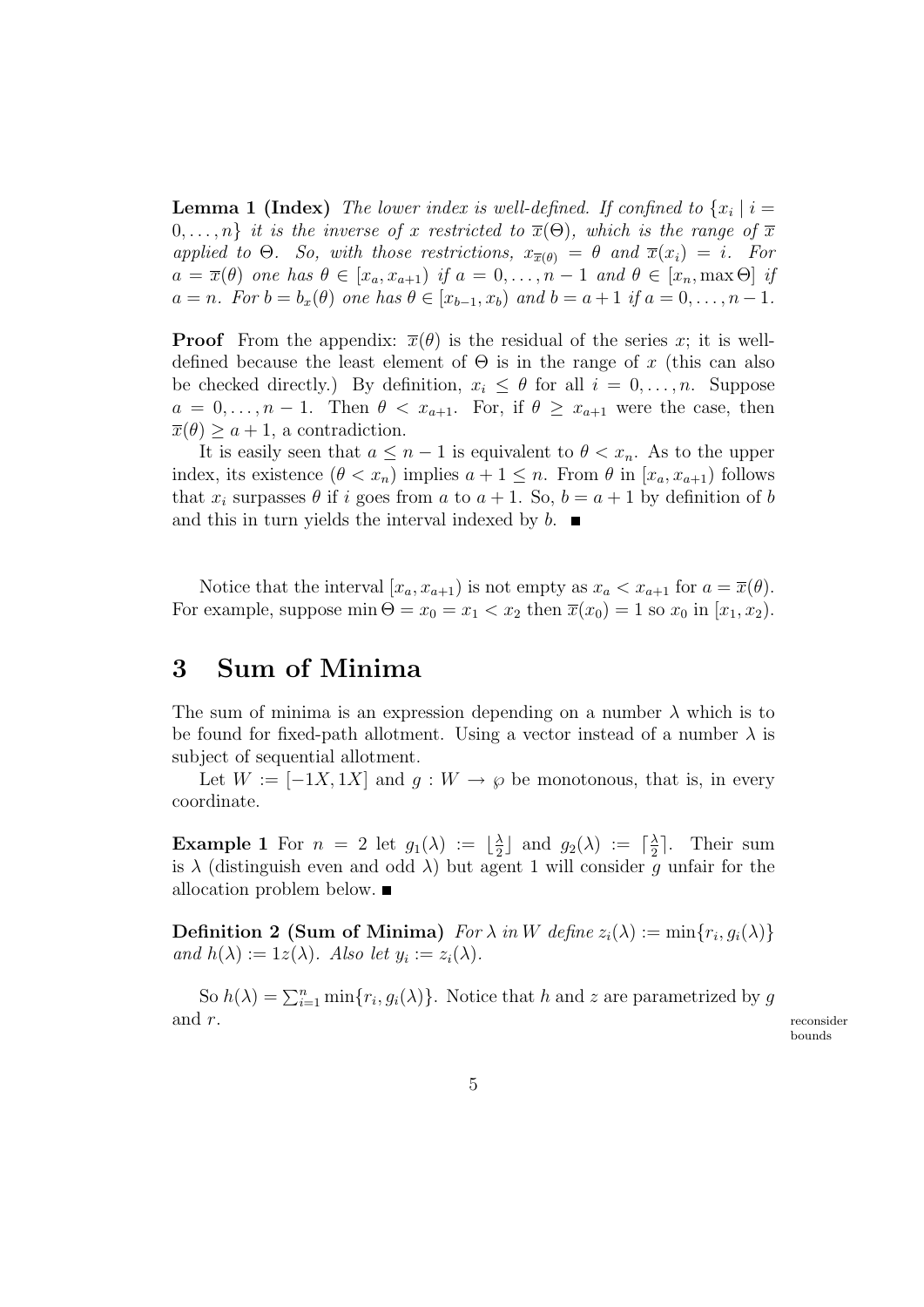**Lemma 1 (Index)** *The lower index is well-defined. If confined to $\{x_i \mid i = 0, \dots, n\}$ it is the inverse of $x$ restricted to $\overline{x}(\Theta)$, which is the range of $\overline{x}$ applied to $\Theta$. So, with those restrictions, $x_{\overline{x}(\theta)} = \theta$ and $\overline{x}(x_i) = i$. For $a = \overline{x}(\theta)$ one has $\theta \in [x_a, x_{a+1})$ if $a = 0, \dots, n-1$ and $\theta \in [x_n, \max \Theta]$ if $a = n$. For $b = b_x(\theta)$ one has $\theta \in [x_{b-1}, x_b)$ and $b = a + 1$ if $a = 0, \dots, n-1$.*

**Proof** From the appendix: $\overline{x}(\theta)$ is the residual of the series $x$; it is well-defined because the least element of $\Theta$ is in the range of $x$ (this can also be checked directly.) By definition, $x_i \leq \theta$ for all $i = 0, \dots, n$. Suppose $a = 0, \dots, n-1$. Then $\theta < x_{a+1}$. For, if $\theta \geq x_{a+1}$ were the case, then $\overline{x}(\theta) \geq a + 1$, a contradiction.

It is easily seen that $a \leq n - 1$ is equivalent to $\theta < x_n$. As to the upper index, its existence ($\theta < x_n$) implies $a + 1 \leq n$. From $\theta$ in $[x_a, x_{a+1})$ follows that $x_i$ surpasses $\theta$ if $i$ goes from $a$ to $a + 1$. So, $b = a + 1$ by definition of $b$ and this in turn yields the interval indexed by $b$. ■

Notice that the interval $[x_a, x_{a+1})$ is not empty as $x_a < x_{a+1}$ for $a = \overline{x}(\theta)$. For example, suppose $\min \Theta = x_0 = x_1 < x_2$ then $\overline{x}(x_0) = 1$ so $x_0$ in $[x_1, x_2)$.

# 3 Sum of Minima

The sum of minima is an expression depending on a number $\lambda$ which is to be found for fixed-path allotment. Using a vector instead of a number $\lambda$ is subject of sequential allotment.

Let $W := [-1X, 1X]$ and $g : W \to \wp$ be monotonous, that is, in every coordinate.

**Example 1** For $n = 2$ let $g_1(\lambda) := \lfloor \frac{\lambda}{2} \rfloor$ and $g_2(\lambda) := \lceil \frac{\lambda}{2} \rceil$. Their sum is $\lambda$ (distinguish even and odd $\lambda$) but agent 1 will consider $g$ unfair for the allocation problem below. ■

**Definition 2 (Sum of Minima)** *For $\lambda$ in $W$ define $z_i(\lambda) := \min\{r_i, g_i(\lambda)\}$ and $h(\lambda) := 1z(\lambda)$. Also let $y_i := z_i(\lambda)$.*

So $h(\lambda) = \sum_{i=1}^{n} \min\{r_i, g_i(\lambda)\}$. Notice that $h$ and $z$ are parametrized by $g$ and $r$.

reconsider bounds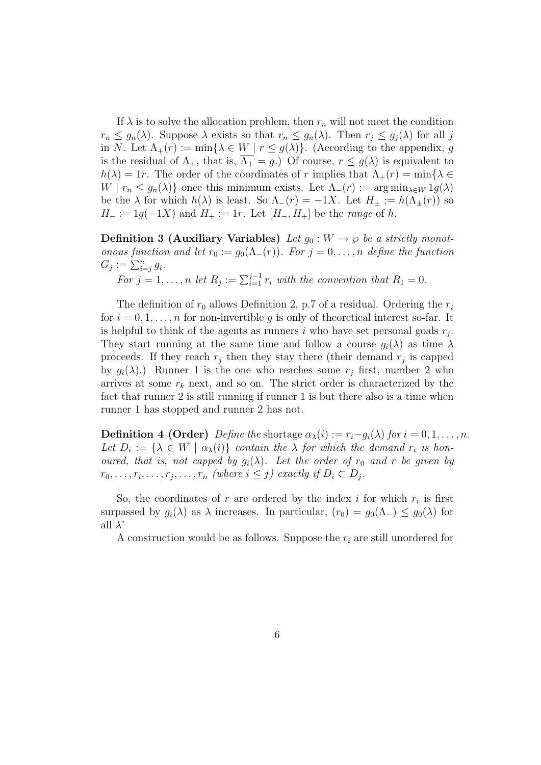If $\lambda$ is to solve the allocation problem, then $r_n$ will not meet the condition $r_n \leq g_n(\lambda)$. Suppose $\lambda$ exists so that $r_n \leq g_n(\lambda)$. Then $r_j \leq g_j(\lambda)$ for all $j$ in $N$. Let $\Lambda_+(r) := \min\{\lambda \in W \mid r \leq g(\lambda)\}$. (According to the appendix, $g$ is the residual of $\Lambda_+$, that is, $\overline{\Lambda_+} = g$.) Of course, $r \leq g(\lambda)$ is equivalent to $h(\lambda) = 1r$. The order of the coordinates of $r$ implies that $\Lambda_+(r) = \min\{\lambda \in W \mid r_n \leq g_n(\lambda)\}$ once this minimum exists. Let $\Lambda_-(r) := \arg\min_{\lambda \in W} 1g(\lambda)$ be the $\lambda$ for which $h(\lambda)$ is least. So $\Lambda_-(r) = -1X$. Let $H_\pm := h(\Lambda_\pm(r))$ so $H_- := 1g(-1X)$ and $H_+ := 1r$. Let $[H_-, H_+]$ be the *range* of $h$.

**Definition 3 (Auxiliary Variables)** *Let $g_0 : W \to \wp$ be a strictly monotonous function and let $r_0 := g_0(\Lambda_-(r))$. For $j = 0, \ldots, n$ define the function $G_j := \sum_{i=j}^{n} g_i$.*

*For $j = 1, \ldots, n$ let $R_j := \sum_{i=1}^{j-1} r_i$ with the convention that $R_1 = 0$.*

The definition of $r_0$ allows Definition 2, p.7 of a residual. Ordering the $r_i$ for $i = 0, 1, \ldots, n$ for non-invertible $g$ is only of theoretical interest so-far. It is helpful to think of the agents as runners $i$ who have set personal goals $r_j$. They start running at the same time and follow a course $g_i(\lambda)$ as time $\lambda$ proceeds. If they reach $r_j$ then they stay there (their demand $r_j$ is capped by $g_i(\lambda)$.) Runner 1 is the one who reaches some $r_j$ first, number 2 who arrives at some $r_k$ next, and so on. The strict order is characterized by the fact that runner 2 is still running if runner 1 is but there also is a time when runner 1 has stopped and runner 2 has not.

**Definition 4 (Order)** *Define the* shortage $\alpha_\lambda(i) := r_i - g_i(\lambda)$ *for* $i = 0, 1, \ldots, n$. *Let $D_i := \{\lambda \in W \mid \alpha_\lambda(i)\}$ contain the $\lambda$ for which the demand $r_i$ is honoured, that is, not capped by $g_i(\lambda)$. Let the order of $r_0$ and $r$ be given by $r_0, \ldots, r_i, \ldots, r_j, \ldots, r_n$ (where $i \leq j$) exactly if $D_i \subset D_j$.*

So, the coordinates of $r$ are ordered by the index $i$ for which $r_i$ is first surpassed by $g_i(\lambda)$ as $\lambda$ increases. In particular, $(r_0) = g_0(\Lambda_-) \leq g_0(\lambda)$ for all $\lambda$'

A construction would be as follows. Suppose the $r_i$ are still unordered for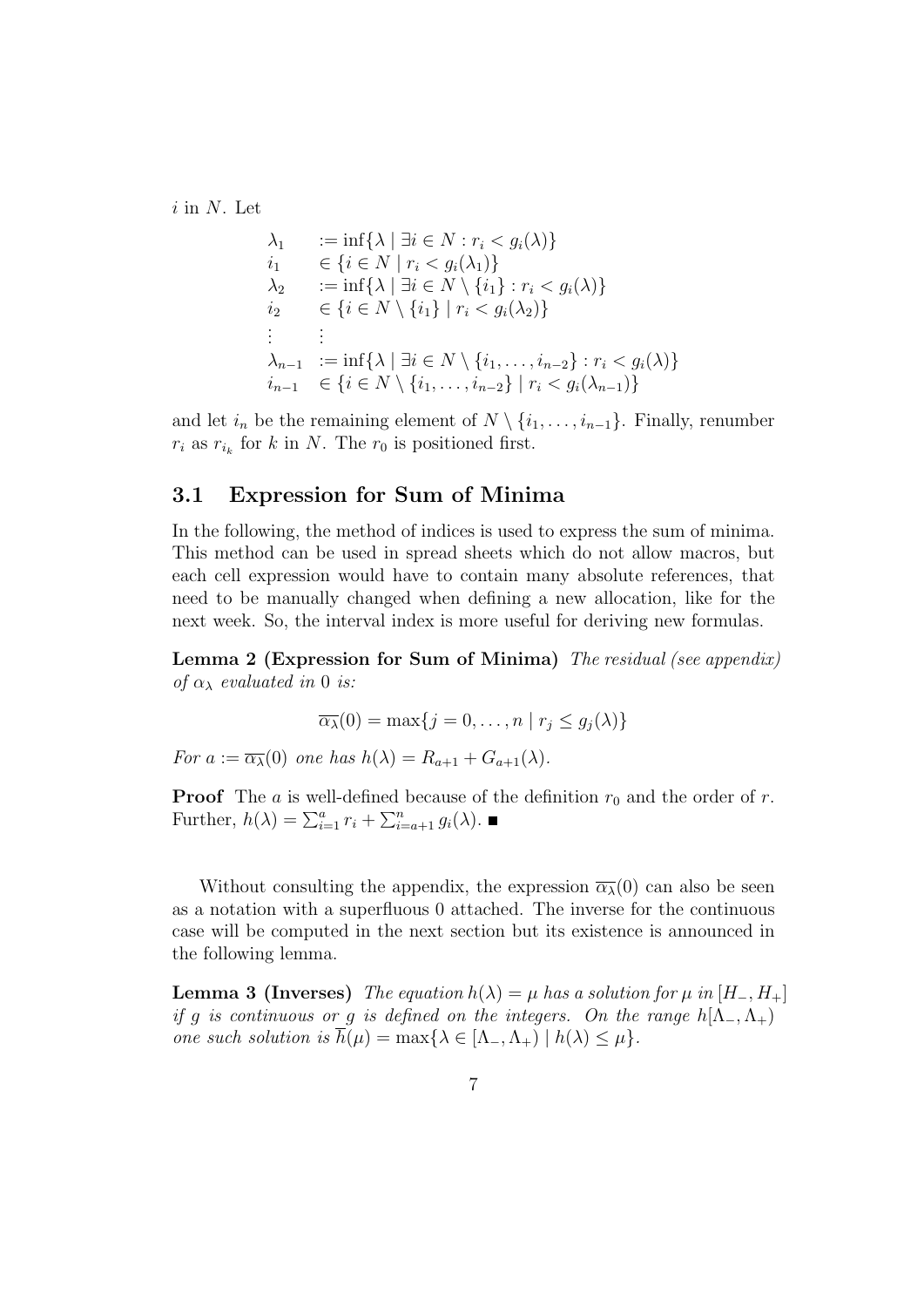$i$ in $N$. Let

$$
\begin{array}{ll}
\lambda_1 & := \inf\{\lambda \mid \exists i \in N : r_i < g_i(\lambda)\} \\
i_1 & \in \{i \in N \mid r_i < g_i(\lambda_1)\} \\
\lambda_2 & := \inf\{\lambda \mid \exists i \in N \setminus \{i_1\} : r_i < g_i(\lambda)\} \\
i_2 & \in \{i \in N \setminus \{i_1\} \mid r_i < g_i(\lambda_2)\} \\
\vdots & \vdots \\
\lambda_{n-1} & := \inf\{\lambda \mid \exists i \in N \setminus \{i_1, \ldots, i_{n-2}\} : r_i < g_i(\lambda)\} \\
i_{n-1} & \in \{i \in N \setminus \{i_1, \ldots, i_{n-2}\} \mid r_i < g_i(\lambda_{n-1})\}
\end{array}
$$

and let $i_n$ be the remaining element of $N \setminus \{i_1, \ldots, i_{n-1}\}$. Finally, renumber $r_i$ as $r_{i_k}$ for $k$ in $N$. The $r_0$ is positioned first.

## 3.1 Expression for Sum of Minima

In the following, the method of indices is used to express the sum of minima. This method can be used in spread sheets which do not allow macros, but each cell expression would have to contain many absolute references, that need to be manually changed when defining a new allocation, like for the next week. So, the interval index is more useful for deriving new formulas.

**Lemma 2 (Expression for Sum of Minima)** *The residual (see appendix) of $\alpha_\lambda$ evaluated in 0 is:*

$$\overline{\alpha_\lambda}(0) = \max\{j = 0, \ldots, n \mid r_j \leq g_j(\lambda)\}$$

*For $a := \overline{\alpha_\lambda}(0)$ one has $h(\lambda) = R_{a+1} + G_{a+1}(\lambda)$.*

**Proof** The $a$ is well-defined because of the definition $r_0$ and the order of $r$. Further, $h(\lambda) = \sum_{i=1}^{a} r_i + \sum_{i=a+1}^{n} g_i(\lambda)$. ■

Without consulting the appendix, the expression $\overline{\alpha_\lambda}(0)$ can also be seen as a notation with a superfluous 0 attached. The inverse for the continuous case will be computed in the next section but its existence is announced in the following lemma.

**Lemma 3 (Inverses)** *The equation $h(\lambda) = \mu$ has a solution for $\mu$ in $[H_-, H_+]$ if $g$ is continuous or $g$ is defined on the integers. On the range $h[\Lambda_-, \Lambda_+)$ one such solution is $\overline{h}(\mu) = \max\{\lambda \in [\Lambda_-, \Lambda_+) \mid h(\lambda) \leq \mu\}$.*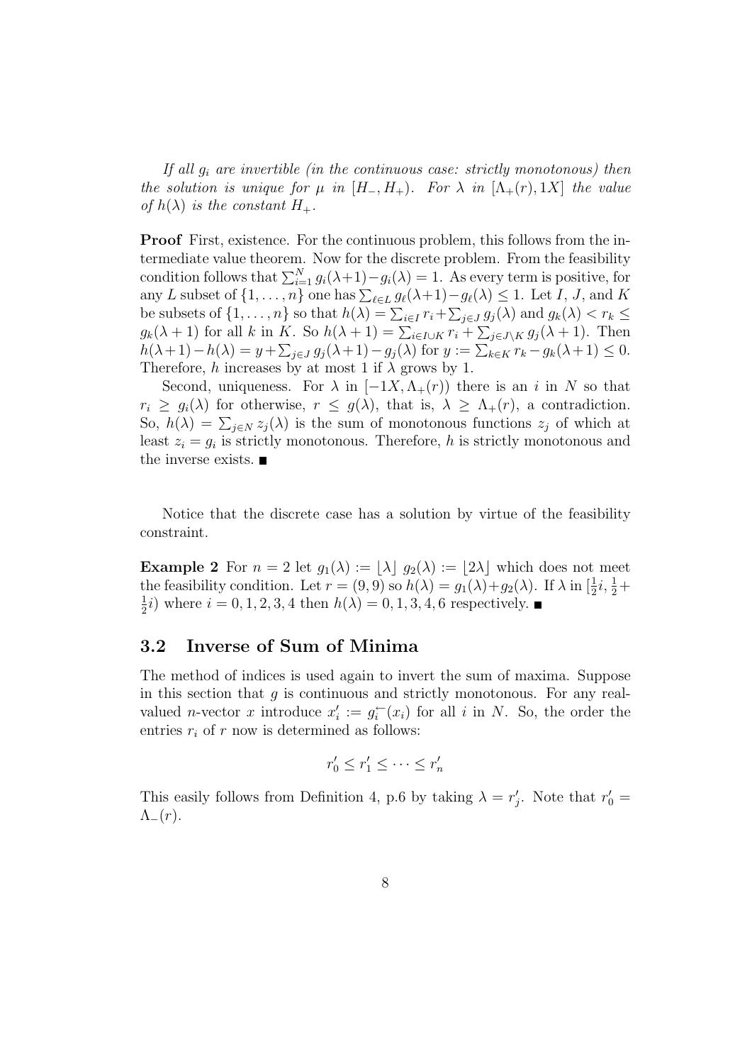*If all $g_i$ are invertible (in the continuous case: strictly monotonous) then the solution is unique for $\mu$ in $[H_-, H_+)$. For $\lambda$ in $[\Lambda_+(r), 1X]$ the value of $h(\lambda)$ is the constant $H_+$.*

**Proof** First, existence. For the continuous problem, this follows from the intermediate value theorem. Now for the discrete problem. From the feasibility condition follows that $\sum_{i=1}^{N} g_i(\lambda+1) - g_i(\lambda) = 1$. As every term is positive, for any $L$ subset of $\{1, \ldots, n\}$ one has $\sum_{\ell \in L} g_\ell(\lambda+1) - g_\ell(\lambda) \leq 1$. Let $I$, $J$, and $K$ be subsets of $\{1, \ldots, n\}$ so that $h(\lambda) = \sum_{i \in I} r_i + \sum_{j \in J} g_j(\lambda)$ and $g_k(\lambda) < r_k \leq g_k(\lambda+1)$ for all $k$ in $K$. So $h(\lambda+1) = \sum_{i \in I \cup K} r_i + \sum_{j \in J \setminus K} g_j(\lambda+1)$. Then $h(\lambda+1) - h(\lambda) = y + \sum_{j \in J} g_j(\lambda+1) - g_j(\lambda)$ for $y := \sum_{k \in K} r_k - g_k(\lambda+1) \leq 0$. Therefore, $h$ increases by at most 1 if $\lambda$ grows by 1.

Second, uniqueness. For $\lambda$ in $[-1X, \Lambda_+(r))$ there is an $i$ in $N$ so that $r_i \geq g_i(\lambda)$ for otherwise, $r \leq g(\lambda)$, that is, $\lambda \geq \Lambda_+(r)$, a contradiction. So, $h(\lambda) = \sum_{j \in N} z_j(\lambda)$ is the sum of monotonous functions $z_j$ of which at least $z_i = g_i$ is strictly monotonous. Therefore, $h$ is strictly monotonous and the inverse exists. ∎

Notice that the discrete case has a solution by virtue of the feasibility constraint.

**Example 2** For $n = 2$ let $g_1(\lambda) := \lfloor \lambda \rfloor$ $g_2(\lambda) := \lfloor 2\lambda \rfloor$ which does not meet the feasibility condition. Let $r = (9, 9)$ so $h(\lambda) = g_1(\lambda) + g_2(\lambda)$. If $\lambda$ in $[\frac{1}{2}i, \frac{1}{2} + \frac{1}{2}i)$ where $i = 0, 1, 2, 3, 4$ then $h(\lambda) = 0, 1, 3, 4, 6$ respectively. ∎

## 3.2 Inverse of Sum of Minima

The method of indices is used again to invert the sum of maxima. Suppose in this section that $g$ is continuous and strictly monotonous. For any real-valued $n$-vector $x$ introduce $x'_i := g_i^{\leftarrow}(x_i)$ for all $i$ in $N$. So, the order the entries $r_i$ of $r$ now is determined as follows:

$$r'_0 \leq r'_1 \leq \cdots \leq r'_n$$

This easily follows from Definition 4, p.6 by taking $\lambda = r'_j$. Note that $r'_0 = \Lambda_-(r)$.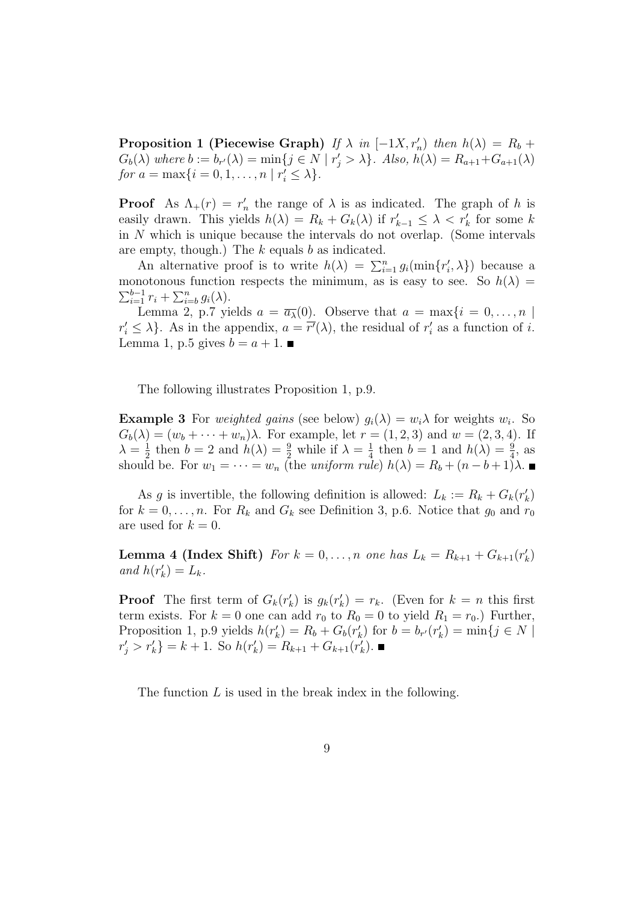**Proposition 1 (Piecewise Graph)** *If* $\lambda$ *in* $[-1X, r'_n)$ *then* $h(\lambda) = R_b + G_b(\lambda)$ *where* $b := b_{r'}(\lambda) = \min\{j \in N \mid r'_j > \lambda\}$*. Also,* $h(\lambda) = R_{a+1} + G_{a+1}(\lambda)$ *for* $a = \max\{i = 0, 1, \ldots, n \mid r'_i \leq \lambda\}$*.*

**Proof** As $\Lambda_+(r) = r'_n$ the range of $\lambda$ is as indicated. The graph of $h$ is easily drawn. This yields $h(\lambda) = R_k + G_k(\lambda)$ if $r'_{k-1} \leq \lambda < r'_k$ for some $k$ in $N$ which is unique because the intervals do not overlap. (Some intervals are empty, though.) The $k$ equals $b$ as indicated.

An alternative proof is to write $h(\lambda) = \sum_{i=1}^{n} g_i(\min\{r'_i, \lambda\})$ because a monotonous function respects the minimum, as is easy to see. So $h(\lambda) = \sum_{i=1}^{b-1} r_i + \sum_{i=b}^{n} g_i(\lambda)$.

Lemma 2, p.7 yields $a = \overline{a_\lambda}(0)$. Observe that $a = \max\{i = 0, \ldots, n \mid r'_i \leq \lambda\}$. As in the appendix, $a = \overline{r'}(\lambda)$, the residual of $r'_i$ as a function of $i$. Lemma 1, p.5 gives $b = a + 1$. ■

The following illustrates Proposition 1, p.9.

**Example 3** For *weighted gains* (see below) $g_i(\lambda) = w_i\lambda$ for weights $w_i$. So $G_b(\lambda) = (w_b + \cdots + w_n)\lambda$. For example, let $r = (1, 2, 3)$ and $w = (2, 3, 4)$. If $\lambda = \frac{1}{2}$ then $b = 2$ and $h(\lambda) = \frac{9}{2}$ while if $\lambda = \frac{1}{4}$ then $b = 1$ and $h(\lambda) = \frac{9}{4}$, as should be. For $w_1 = \cdots = w_n$ (the *uniform rule*) $h(\lambda) = R_b + (n - b + 1)\lambda$. ■

As $g$ is invertible, the following definition is allowed: $L_k := R_k + G_k(r'_k)$ for $k = 0, \ldots, n$. For $R_k$ and $G_k$ see Definition 3, p.6. Notice that $g_0$ and $r_0$ are used for $k = 0$.

**Lemma 4 (Index Shift)** *For* $k = 0, \ldots, n$ *one has* $L_k = R_{k+1} + G_{k+1}(r'_k)$ *and* $h(r'_k) = L_k$*.*

**Proof** The first term of $G_k(r'_k)$ is $g_k(r'_k) = r_k$. (Even for $k = n$ this first term exists. For $k = 0$ one can add $r_0$ to $R_0 = 0$ to yield $R_1 = r_0$.) Further, Proposition 1, p.9 yields $h(r'_k) = R_b + G_b(r'_k)$ for $b = b_{r'}(r'_k) = \min\{j \in N \mid r'_j > r'_k\} = k + 1$. So $h(r'_k) = R_{k+1} + G_{k+1}(r'_k)$. ■

The function $L$ is used in the break index in the following.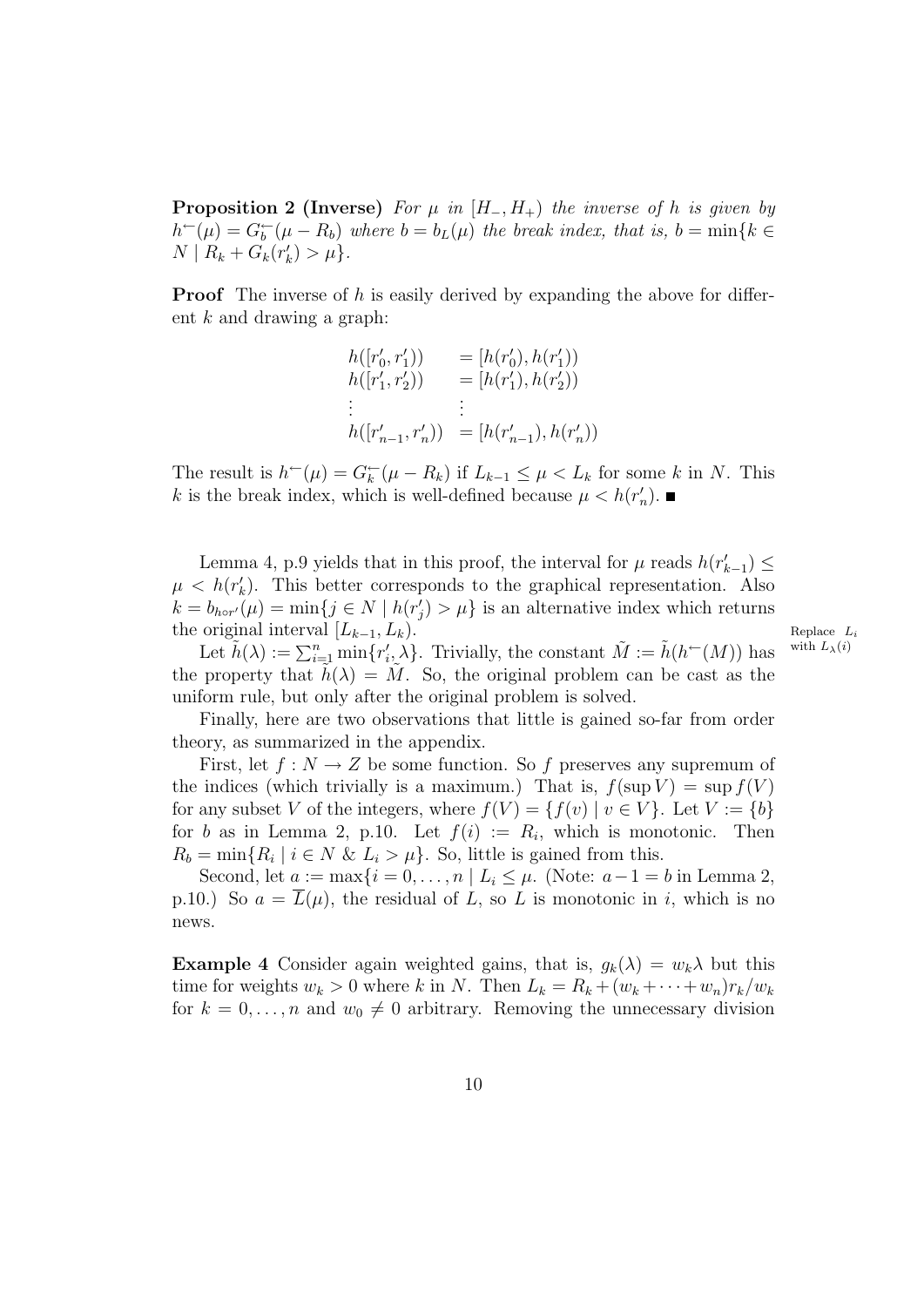**Proposition 2 (Inverse)** *For $\mu$ in $[H_-, H_+)$ the inverse of $h$ is given by $h^{\leftarrow}(\mu) = G_b^{\leftarrow}(\mu - R_b)$ where $b = b_L(\mu)$ the break index, that is, $b = \min\{k \in N \mid R_k + G_k(r'_k) > \mu\}$.*

**Proof** The inverse of $h$ is easily derived by expanding the above for different $k$ and drawing a graph:

$$\begin{aligned}
h([r'_0, r'_1)) &= [h(r'_0), h(r'_1)) \\
h([r'_1, r'_2)) &= [h(r'_1), h(r'_2)) \\
&\vdots \\
h([r'_{n-1}, r'_n)) &= [h(r'_{n-1}), h(r'_n))
\end{aligned}$$

The result is $h^{\leftarrow}(\mu) = G_k^{\leftarrow}(\mu - R_k)$ if $L_{k-1} \leq \mu < L_k$ for some $k$ in $N$. This $k$ is the break index, which is well-defined because $\mu < h(r'_n)$. ■

Lemma 4, p.9 yields that in this proof, the interval for $\mu$ reads $h(r'_{k-1}) \leq \mu < h(r'_k)$. This better corresponds to the graphical representation. Also $k = b_{h \circ r'}(\mu) = \min\{j \in N \mid h(r'_j) > \mu\}$ is an alternative index which returns the original interval $[L_{k-1}, L_k)$.

Replace $L_i$ with $L_\lambda(i)$

Let $\tilde{h}(\lambda) := \sum_{i=1}^{n} \min\{r'_i, \lambda\}$. Trivially, the constant $\tilde{M} := \tilde{h}(h^{\leftarrow}(M))$ has the property that $\tilde{h}(\lambda) = \tilde{M}$. So, the original problem can be cast as the uniform rule, but only after the original problem is solved.

Finally, here are two observations that little is gained so-far from order theory, as summarized in the appendix.

First, let $f : N \to Z$ be some function. So $f$ preserves any supremum of the indices (which trivially is a maximum.) That is, $f(\sup V) = \sup f(V)$ for any subset $V$ of the integers, where $f(V) = \{f(v) \mid v \in V\}$. Let $V := \{b\}$ for $b$ as in Lemma 2, p.10. Let $f(i) := R_i$, which is monotonic. Then $R_b = \min\{R_i \mid i \in N \;\&\; L_i > \mu\}$. So, little is gained from this.

Second, let $a := \max\{i = 0, \ldots, n \mid L_i \leq \mu$. (Note: $a - 1 = b$ in Lemma 2, p.10.) So $a = \overline{L}(\mu)$, the residual of $L$, so $L$ is monotonic in $i$, which is no news.

**Example 4** Consider again weighted gains, that is, $g_k(\lambda) = w_k \lambda$ but this time for weights $w_k > 0$ where $k$ in $N$. Then $L_k = R_k + (w_k + \cdots + w_n) r_k / w_k$ for $k = 0, \ldots, n$ and $w_0 \neq 0$ arbitrary. Removing the unnecessary division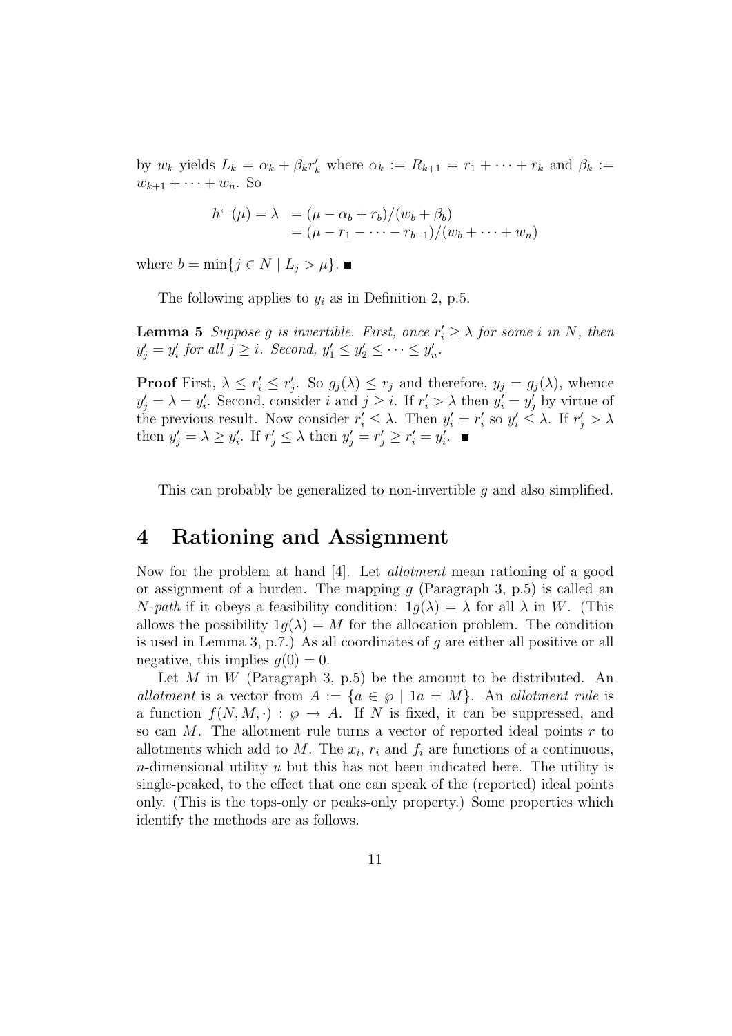by $w_k$ yields $L_k = \alpha_k + \beta_k r'_k$ where $\alpha_k := R_{k+1} = r_1 + \cdots + r_k$ and $\beta_k := w_{k+1} + \cdots + w_n$. So

$$\begin{aligned} h^{\leftarrow}(\mu) = \lambda &= (\mu - \alpha_b + r_b)/(w_b + \beta_b) \\ &= (\mu - r_1 - \cdots - r_{b-1})/(w_b + \cdots + w_n) \end{aligned}$$

where $b = \min\{j \in N \mid L_j > \mu\}$. ■

The following applies to $y_i$ as in Definition 2, p.5.

**Lemma 5** *Suppose $g$ is invertible. First, once $r'_i \geq \lambda$ for some $i$ in $N$, then $y'_j = y'_i$ for all $j \geq i$. Second, $y'_1 \leq y'_2 \leq \cdots \leq y'_n$.*

**Proof** First, $\lambda \leq r'_i \leq r'_j$. So $g_j(\lambda) \leq r_j$ and therefore, $y_j = g_j(\lambda)$, whence $y'_j = \lambda = y'_i$. Second, consider $i$ and $j \geq i$. If $r'_i > \lambda$ then $y'_i = y'_j$ by virtue of the previous result. Now consider $r'_i \leq \lambda$. Then $y'_i = r'_i$ so $y'_i \leq \lambda$. If $r'_j > \lambda$ then $y'_j = \lambda \geq y'_i$. If $r'_j \leq \lambda$ then $y'_j = r'_j \geq r'_i = y'_i$. ■

This can probably be generalized to non-invertible $g$ and also simplified.

## 4 Rationing and Assignment

Now for the problem at hand [4]. Let *allotment* mean rationing of a good or assignment of a burden. The mapping $g$ (Paragraph 3, p.5) is called an *N-path* if it obeys a feasibility condition: $1g(\lambda) = \lambda$ for all $\lambda$ in $W$. (This allows the possibility $1g(\lambda) = M$ for the allocation problem. The condition is used in Lemma 3, p.7.) As all coordinates of $g$ are either all positive or all negative, this implies $g(0) = 0$.

Let $M$ in $W$ (Paragraph 3, p.5) be the amount to be distributed. An *allotment* is a vector from $A := \{a \in \wp \mid 1a = M\}$. An *allotment rule* is a function $f(N, M, \cdot) : \wp \to A$. If $N$ is fixed, it can be suppressed, and so can $M$. The allotment rule turns a vector of reported ideal points $r$ to allotments which add to $M$. The $x_i$, $r_i$ and $f_i$ are functions of a continuous, $n$-dimensional utility $u$ but this has not been indicated here. The utility is single-peaked, to the effect that one can speak of the (reported) ideal points only. (This is the tops-only or peaks-only property.) Some properties which identify the methods are as follows.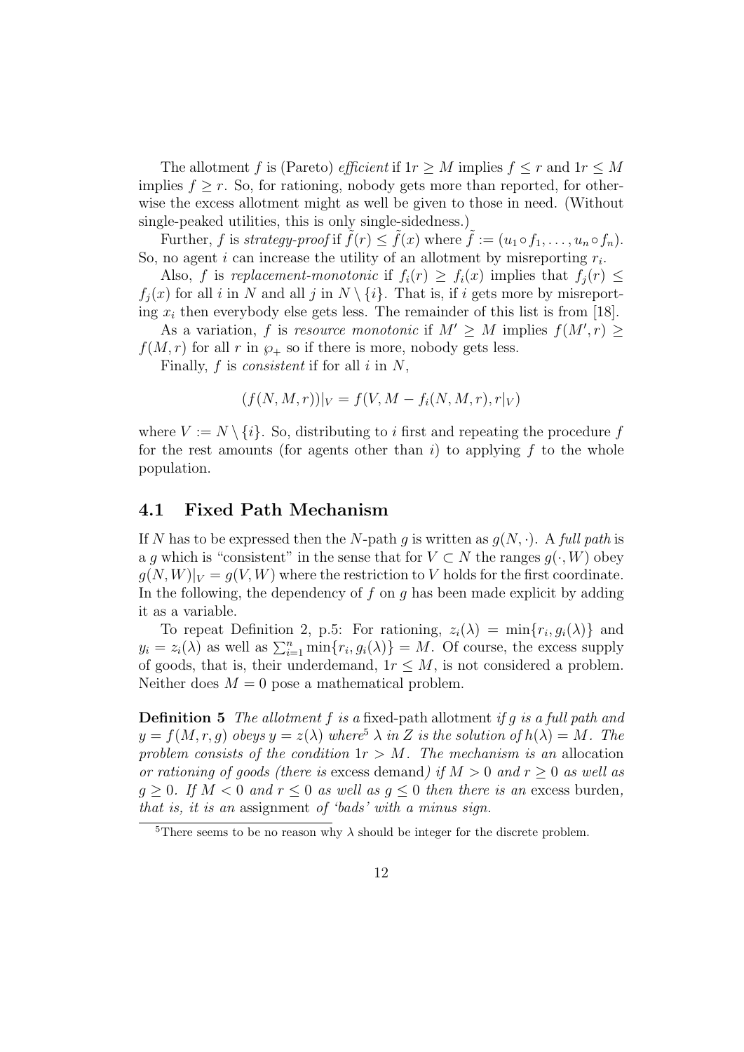The allotment $f$ is (Pareto) *efficient* if $1r \geq M$ implies $f \leq r$ and $1r \leq M$ implies $f \geq r$. So, for rationing, nobody gets more than reported, for otherwise the excess allotment might as well be given to those in need. (Without single-peaked utilities, this is only single-sidedness.)

Further, $f$ is *strategy-proof* if $\tilde{f}(r) \leq \tilde{f}(x)$ where $\tilde{f} := (u_1 \circ f_1, \ldots, u_n \circ f_n)$. So, no agent $i$ can increase the utility of an allotment by misreporting $r_i$.

Also, $f$ is *replacement-monotonic* if $f_i(r) \geq f_i(x)$ implies that $f_j(r) \leq f_j(x)$ for all $i$ in $N$ and all $j$ in $N \setminus \{i\}$. That is, if $i$ gets more by misreporting $x_i$ then everybody else gets less. The remainder of this list is from [18].

As a variation, $f$ is *resource monotonic* if $M' \geq M$ implies $f(M', r) \geq f(M, r)$ for all $r$ in $\wp_+$ so if there is more, nobody gets less.

Finally, $f$ is *consistent* if for all $i$ in $N$,

$$(f(N, M, r))|_V = f(V, M - f_i(N, M, r), r|_V)$$

where $V := N \setminus \{i\}$. So, distributing to $i$ first and repeating the procedure $f$ for the rest amounts (for agents other than $i$) to applying $f$ to the whole population.

## 4.1 Fixed Path Mechanism

If $N$ has to be expressed then the $N$-path $g$ is written as $g(N, \cdot)$. A *full path* is a $g$ which is "consistent" in the sense that for $V \subset N$ the ranges $g(\cdot, W)$ obey $g(N, W)|_V = g(V, W)$ where the restriction to $V$ holds for the first coordinate. In the following, the dependency of $f$ on $g$ has been made explicit by adding it as a variable.

To repeat Definition 2, p.5: For rationing, $z_i(\lambda) = \min\{r_i, g_i(\lambda)\}$ and $y_i = z_i(\lambda)$ as well as $\sum_{i=1}^{n} \min\{r_i, g_i(\lambda)\} = M$. Of course, the excess supply of goods, that is, their underdemand, $1r \leq M$, is not considered a problem. Neither does $M = 0$ pose a mathematical problem.

**Definition 5** *The allotment $f$ is a* fixed-path allotment *if $g$ is a full path and $y = f(M, r, g)$ obeys $y = z(\lambda)$ where*[5] *$\lambda$ in $Z$ is the solution of $h(\lambda) = M$. The problem consists of the condition $1r > M$. The mechanism is an* allocation *or rationing of goods (there is* excess demand*) if $M > 0$ and $r \geq 0$ as well as $g \geq 0$. If $M < 0$ and $r \leq 0$ as well as $g \leq 0$ then there is an* excess burden*, that is, it is an* assignment *of 'bads' with a minus sign.*

[5] There seems to be no reason why $\lambda$ should be integer for the discrete problem.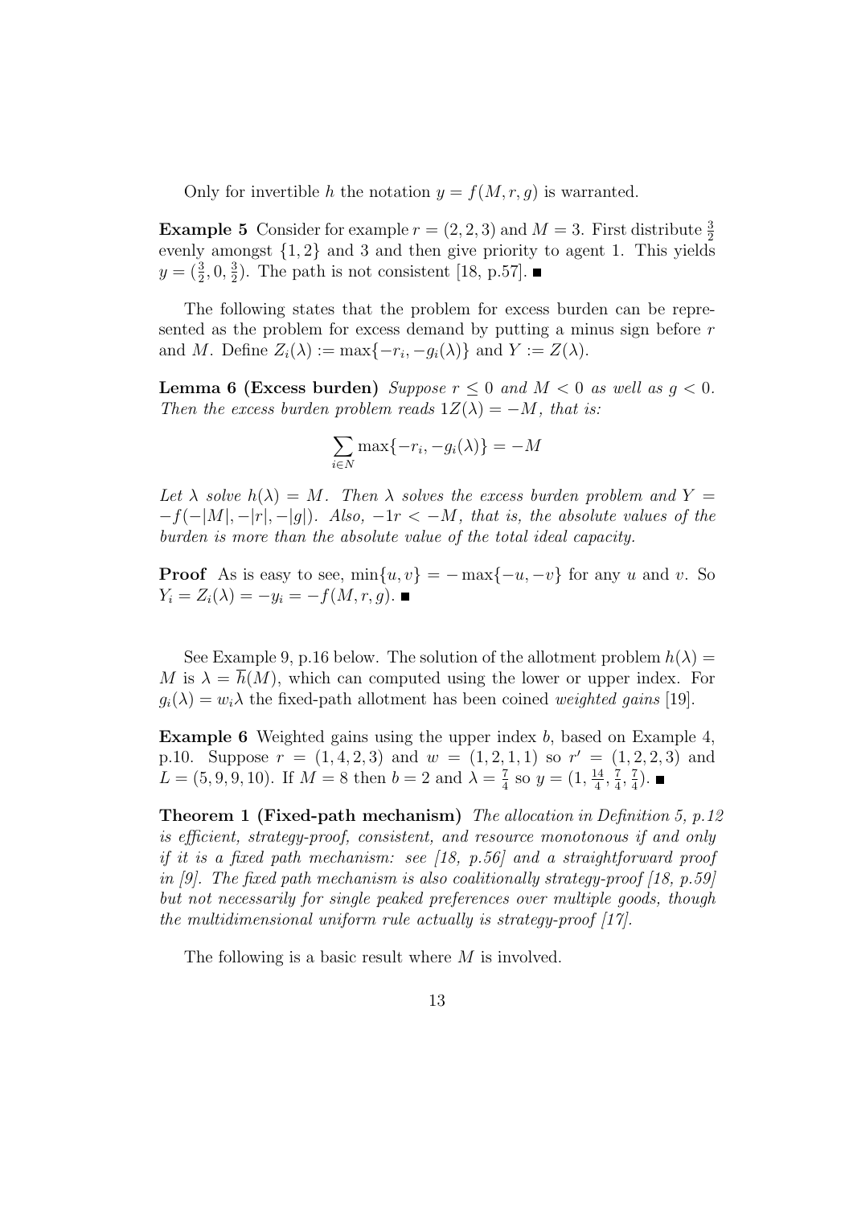Only for invertible $h$ the notation $y = f(M, r, g)$ is warranted.

**Example 5** Consider for example $r = (2, 2, 3)$ and $M = 3$. First distribute $\frac{3}{2}$ evenly amongst $\{1, 2\}$ and 3 and then give priority to agent 1. This yields $y = (\frac{3}{2}, 0, \frac{3}{2})$. The path is not consistent [18, p.57]. ■

The following states that the problem for excess burden can be represented as the problem for excess demand by putting a minus sign before $r$ and $M$. Define $Z_i(\lambda) := \max\{-r_i, -g_i(\lambda)\}$ and $Y := Z(\lambda)$.

**Lemma 6 (Excess burden)** *Suppose $r \leq 0$ and $M < 0$ as well as $g < 0$. Then the excess burden problem reads $1Z(\lambda) = -M$, that is:*

$$\sum_{i \in N} \max\{-r_i, -g_i(\lambda)\} = -M$$

*Let $\lambda$ solve $h(\lambda) = M$. Then $\lambda$ solves the excess burden problem and $Y = -f(-|M|, -|r|, -|g|)$. Also, $-1r < -M$, that is, the absolute values of the burden is more than the absolute value of the total ideal capacity.*

**Proof** As is easy to see, $\min\{u, v\} = -\max\{-u, -v\}$ for any $u$ and $v$. So $Y_i = Z_i(\lambda) = -y_i = -f(M, r, g)$. ■

See Example 9, p.16 below. The solution of the allotment problem $h(\lambda) = M$ is $\lambda = \overline{h}(M)$, which can computed using the lower or upper index. For $g_i(\lambda) = w_i\lambda$ the fixed-path allotment has been coined *weighted gains* [19].

**Example 6** Weighted gains using the upper index $b$, based on Example 4, p.10. Suppose $r = (1, 4, 2, 3)$ and $w = (1, 2, 1, 1)$ so $r' = (1, 2, 2, 3)$ and $L = (5, 9, 9, 10)$. If $M = 8$ then $b = 2$ and $\lambda = \frac{7}{4}$ so $y = (1, \frac{14}{4}, \frac{7}{4}, \frac{7}{4})$. ■

**Theorem 1 (Fixed-path mechanism)** *The allocation in Definition 5, p.12 is efficient, strategy-proof, consistent, and resource monotonous if and only if it is a fixed path mechanism: see [18, p.56] and a straightforward proof in [9]. The fixed path mechanism is also coalitionally strategy-proof [18, p.59] but not necessarily for single peaked preferences over multiple goods, though the multidimensional uniform rule actually is strategy-proof [17].*

The following is a basic result where $M$ is involved.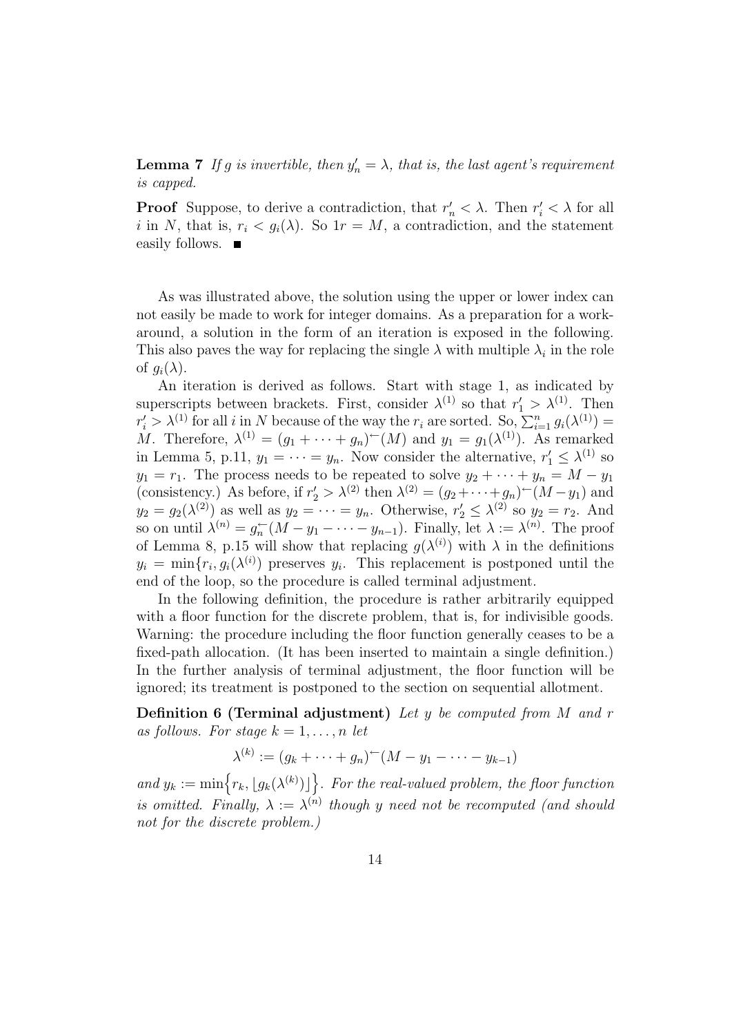**Lemma 7** *If $g$ is invertible, then $y'_n = \lambda$, that is, the last agent's requirement is capped.*

**Proof** Suppose, to derive a contradiction, that $r'_n < \lambda$. Then $r'_i < \lambda$ for all $i$ in $N$, that is, $r_i < g_i(\lambda)$. So $1r = M$, a contradiction, and the statement easily follows. ■

As was illustrated above, the solution using the upper or lower index can not easily be made to work for integer domains. As a preparation for a work-around, a solution in the form of an iteration is exposed in the following. This also paves the way for replacing the single $\lambda$ with multiple $\lambda_i$ in the role of $g_i(\lambda)$.

An iteration is derived as follows. Start with stage 1, as indicated by superscripts between brackets. First, consider $\lambda^{(1)}$ so that $r'_1 > \lambda^{(1)}$. Then $r'_i > \lambda^{(1)}$ for all $i$ in $N$ because of the way the $r_i$ are sorted. So, $\sum_{i=1}^{n} g_i(\lambda^{(1)}) = M$. Therefore, $\lambda^{(1)} = (g_1 + \cdots + g_n)^{\leftarrow}(M)$ and $y_1 = g_1(\lambda^{(1)})$. As remarked in Lemma 5, p.11, $y_1 = \cdots = y_n$. Now consider the alternative, $r'_1 \leq \lambda^{(1)}$ so $y_1 = r_1$. The process needs to be repeated to solve $y_2 + \cdots + y_n = M - y_1$ (consistency.) As before, if $r'_2 > \lambda^{(2)}$ then $\lambda^{(2)} = (g_2 + \cdots + g_n)^{\leftarrow}(M - y_1)$ and $y_2 = g_2(\lambda^{(2)})$ as well as $y_2 = \cdots = y_n$. Otherwise, $r'_2 \leq \lambda^{(2)}$ so $y_2 = r_2$. And so on until $\lambda^{(n)} = g_n^{\leftarrow}(M - y_1 - \cdots - y_{n-1})$. Finally, let $\lambda := \lambda^{(n)}$. The proof of Lemma 8, p.15 will show that replacing $g(\lambda^{(i)})$ with $\lambda$ in the definitions $y_i = \min\{r_i, g_i(\lambda^{(i)})\}$ preserves $y_i$. This replacement is postponed until the end of the loop, so the procedure is called terminal adjustment.

In the following definition, the procedure is rather arbitrarily equipped with a floor function for the discrete problem, that is, for indivisible goods. Warning: the procedure including the floor function generally ceases to be a fixed-path allocation. (It has been inserted to maintain a single definition.) In the further analysis of terminal adjustment, the floor function will be ignored; its treatment is postponed to the section on sequential allotment.

**Definition 6 (Terminal adjustment)** *Let $y$ be computed from $M$ and $r$ as follows. For stage $k = 1, \ldots, n$ let*

$$\lambda^{(k)} := (g_k + \cdots + g_n)^{\leftarrow}(M - y_1 - \cdots - y_{k-1})$$

*and $y_k := \min\Big\{r_k, \big\lfloor g_k(\lambda^{(k)})\big\rfloor\Big\}$. For the real-valued problem, the floor function is omitted. Finally, $\lambda := \lambda^{(n)}$ though $y$ need not be recomputed (and should not for the discrete problem.)*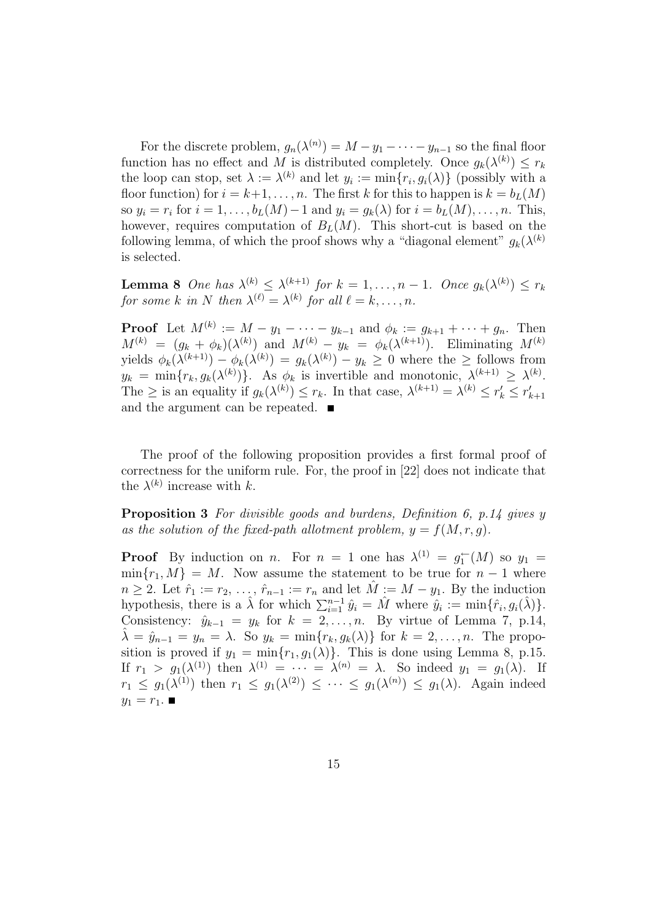For the discrete problem, $g_n(\lambda^{(n)}) = M - y_1 - \cdots - y_{n-1}$ so the final floor function has no effect and $M$ is distributed completely. Once $g_k(\lambda^{(k)}) \leq r_k$ the loop can stop, set $\lambda := \lambda^{(k)}$ and let $y_i := \min\{r_i, g_i(\lambda)\}$ (possibly with a floor function) for $i = k+1, \ldots, n$. The first $k$ for this to happen is $k = b_L(M)$ so $y_i = r_i$ for $i = 1, \ldots, b_L(M)-1$ and $y_i = g_k(\lambda)$ for $i = b_L(M), \ldots, n$. This, however, requires computation of $B_L(M)$. This short-cut is based on the following lemma, of which the proof shows why a "diagonal element" $g_k(\lambda^{(k)}$ is selected.

**Lemma 8** *One has $\lambda^{(k)} \leq \lambda^{(k+1)}$ for $k = 1, \ldots, n-1$. Once $g_k(\lambda^{(k)}) \leq r_k$ for some $k$ in $N$ then $\lambda^{(\ell)} = \lambda^{(k)}$ for all $\ell = k, \ldots, n$.*

**Proof** Let $M^{(k)} := M - y_1 - \cdots - y_{k-1}$ and $\phi_k := g_{k+1} + \cdots + g_n$. Then $M^{(k)} = (g_k + \phi_k)(\lambda^{(k)})$ and $M^{(k)} - y_k = \phi_k(\lambda^{(k+1)})$. Eliminating $M^{(k)}$ yields $\phi_k(\lambda^{(k+1)}) - \phi_k(\lambda^{(k)}) = g_k(\lambda^{(k)}) - y_k \geq 0$ where the $\geq$ follows from $y_k = \min\{r_k, g_k(\lambda^{(k)})\}$. As $\phi_k$ is invertible and monotonic, $\lambda^{(k+1)} \geq \lambda^{(k)}$. The $\geq$ is an equality if $g_k(\lambda^{(k)}) \leq r_k$. In that case, $\lambda^{(k+1)} = \lambda^{(k)} \leq r'_k \leq r'_{k+1}$ and the argument can be repeated. ■

The proof of the following proposition provides a first formal proof of correctness for the uniform rule. For, the proof in [22] does not indicate that the $\lambda^{(k)}$ increase with $k$.

**Proposition 3** *For divisible goods and burdens, Definition 6, p.14 gives $y$ as the solution of the fixed-path allotment problem, $y = f(M, r, g)$.*

**Proof** By induction on $n$. For $n = 1$ one has $\lambda^{(1)} = g_1^{\leftarrow}(M)$ so $y_1 = \min\{r_1, M\} = M$. Now assume the statement to be true for $n-1$ where $n \geq 2$. Let $\hat{r}_1 := r_2, \ldots, \hat{r}_{n-1} := r_n$ and let $\hat{M} := M - y_1$. By the induction hypothesis, there is a $\hat{\lambda}$ for which $\sum_{i=1}^{n-1} \hat{y}_i = \hat{M}$ where $\hat{y}_i := \min\{\hat{r}_i, g_i(\hat{\lambda})\}$. Consistency: $\hat{y}_{k-1} = y_k$ for $k = 2, \ldots, n$. By virtue of Lemma 7, p.14, $\hat{\lambda} = \hat{y}_{n-1} = y_n = \lambda$. So $y_k = \min\{r_k, g_k(\lambda)\}$ for $k = 2, \ldots, n$. The proposition is proved if $y_1 = \min\{r_1, g_1(\lambda)\}$. This is done using Lemma 8, p.15. If $r_1 > g_1(\lambda^{(1)})$ then $\lambda^{(1)} = \cdots = \lambda^{(n)} = \lambda$. So indeed $y_1 = g_1(\lambda)$. If $r_1 \leq g_1(\lambda^{(1)})$ then $r_1 \leq g_1(\lambda^{(2)}) \leq \cdots \leq g_1(\lambda^{(n)}) \leq g_1(\lambda)$. Again indeed $y_1 = r_1$. ■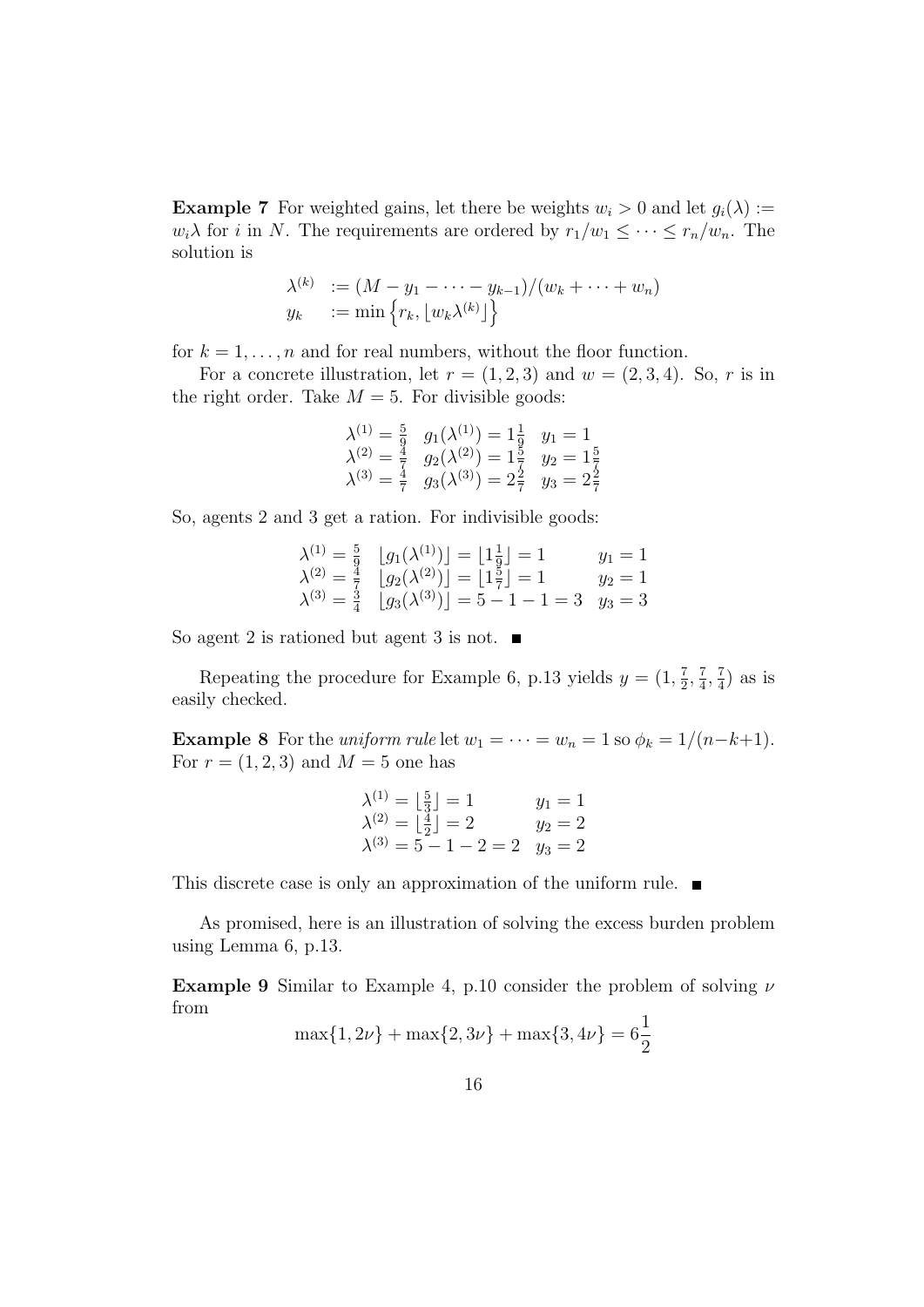**Example 7** For weighted gains, let there be weights $w_i > 0$ and let $g_i(\lambda) := w_i\lambda$ for $i$ in $N$. The requirements are ordered by $r_1/w_1 \leq \cdots \leq r_n/w_n$. The solution is

$$
\begin{aligned}
\lambda^{(k)} &:= (M - y_1 - \cdots - y_{k-1})/(w_k + \cdots + w_n) \\
y_k &:= \min\left\{r_k, \lfloor w_k \lambda^{(k)} \rfloor\right\}
\end{aligned}
$$

for $k = 1, \ldots, n$ and for real numbers, without the floor function.

For a concrete illustration, let $r = (1, 2, 3)$ and $w = (2, 3, 4)$. So, $r$ is in the right order. Take $M = 5$. For divisible goods:

$$
\begin{array}{lll}
\lambda^{(1)} = \frac{5}{9} & g_1(\lambda^{(1)}) = 1\frac{1}{9} & y_1 = 1 \\
\lambda^{(2)} = \frac{4}{7} & g_2(\lambda^{(2)}) = 1\frac{5}{7} & y_2 = 1\frac{5}{7} \\
\lambda^{(3)} = \frac{4}{7} & g_3(\lambda^{(3)}) = 2\frac{2}{7} & y_3 = 2\frac{2}{7}
\end{array}
$$

So, agents 2 and 3 get a ration. For indivisible goods:

$$
\begin{array}{lll}
\lambda^{(1)} = \frac{5}{9} & \lfloor g_1(\lambda^{(1)}) \rfloor = \lfloor 1\frac{1}{9} \rfloor = 1 & y_1 = 1 \\
\lambda^{(2)} = \frac{4}{7} & \lfloor g_2(\lambda^{(2)}) \rfloor = \lfloor 1\frac{5}{7} \rfloor = 1 & y_2 = 1 \\
\lambda^{(3)} = \frac{3}{4} & \lfloor g_3(\lambda^{(3)}) \rfloor = 5 - 1 - 1 = 3 & y_3 = 3
\end{array}
$$

So agent 2 is rationed but agent 3 is not. ■

Repeating the procedure for Example 6, p.13 yields $y = (1, \frac{7}{2}, \frac{7}{4}, \frac{7}{4})$ as is easily checked.

**Example 8** For the *uniform rule* let $w_1 = \cdots = w_n = 1$ so $\phi_k = 1/(n-k+1)$. For $r = (1, 2, 3)$ and $M = 5$ one has

$$
\begin{array}{ll}
\lambda^{(1)} = \lfloor \frac{5}{3} \rfloor = 1 & y_1 = 1 \\
\lambda^{(2)} = \lfloor \frac{4}{2} \rfloor = 2 & y_2 = 2 \\
\lambda^{(3)} = 5 - 1 - 2 = 2 & y_3 = 2
\end{array}
$$

This discrete case is only an approximation of the uniform rule. ■

As promised, here is an illustration of solving the excess burden problem using Lemma 6, p.13.

**Example 9** Similar to Example 4, p.10 consider the problem of solving $\nu$ from

$$
\max\{1, 2\nu\} + \max\{2, 3\nu\} + \max\{3, 4\nu\} = 6\frac{1}{2}
$$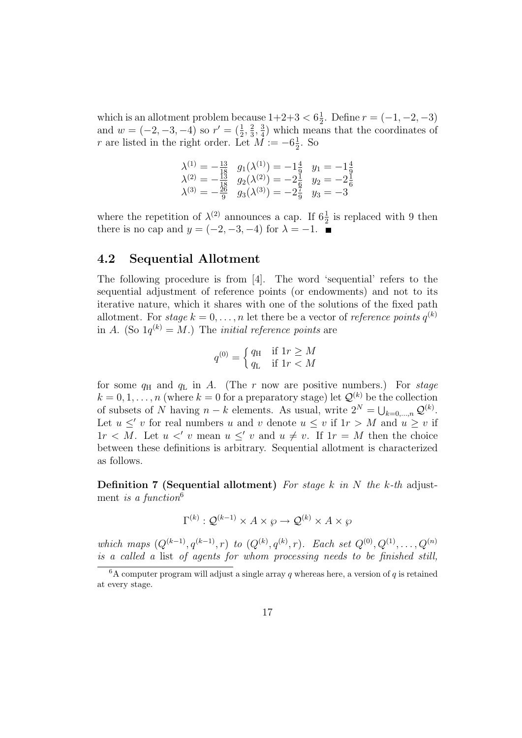which is an allotment problem because $1+2+3 < 6\frac{1}{2}$. Define $r = (-1, -2, -3)$ and $w = (-2, -3, -4)$ so $r' = (\frac{1}{2}, \frac{2}{3}, \frac{3}{4})$ which means that the coordinates of $r$ are listed in the right order. Let $M := -6\frac{1}{2}$. So

$$
\begin{array}{lll}
\lambda^{(1)} = -\frac{13}{18} & g_1(\lambda^{(1)}) = -1\frac{4}{9} & y_1 = -1\frac{4}{9} \\
\lambda^{(2)} = -\frac{13}{18} & g_2(\lambda^{(2)}) = -2\frac{1}{6} & y_2 = -2\frac{1}{6} \\
\lambda^{(3)} = -\frac{26}{9} & g_3(\lambda^{(3)}) = -2\frac{7}{9} & y_3 = -3
\end{array}
$$

where the repetition of $\lambda^{(2)}$ announces a cap. If $6\frac{1}{2}$ is replaced with 9 then there is no cap and $y = (-2, -3, -4)$ for $\lambda = -1$. ∎

## 4.2 Sequential Allotment

The following procedure is from [4]. The word 'sequential' refers to the sequential adjustment of reference points (or endowments) and not to its iterative nature, which it shares with one of the solutions of the fixed path allotment. For *stage* $k = 0, \ldots, n$ let there be a vector of *reference points* $q^{(k)}$ in $A$. (So $1q^{(k)} = M$.) The *initial reference points* are

$$
q^{(0)} = \begin{cases} q_{\mathrm{H}} & \text{if } 1r \geq M \\ q_{\mathrm{L}} & \text{if } 1r < M \end{cases}
$$

for some $q_{\mathrm{H}}$ and $q_{\mathrm{L}}$ in $A$. (The $r$ now are positive numbers.) For *stage* $k = 0, 1, \ldots, n$ (where $k = 0$ for a preparatory stage) let $\mathcal{Q}^{(k)}$ be the collection of subsets of $N$ having $n - k$ elements. As usual, write $2^N = \bigcup_{k=0,\ldots,n} \mathcal{Q}^{(k)}$. Let $u \leq' v$ for real numbers $u$ and $v$ denote $u \leq v$ if $1r > M$ and $u \geq v$ if $1r < M$. Let $u <' v$ mean $u \leq' v$ and $u \neq v$. If $1r = M$ then the choice between these definitions is arbitrary. Sequential allotment is characterized as follows.

**Definition 7 (Sequential allotment)** *For stage $k$ in $N$ the $k$-th* adjustment *is a function*[6]

$$
\Gamma^{(k)} : \mathcal{Q}^{(k-1)} \times A \times \wp \to \mathcal{Q}^{(k)} \times A \times \wp
$$

*which maps $(Q^{(k-1)}, q^{(k-1)}, r)$ to $(Q^{(k)}, q^{(k)}, r)$. Each set $Q^{(0)}, Q^{(1)}, \ldots, Q^{(n)}$ is a called a* list *of agents for whom processing needs to be finished still,*

[6] A computer program will adjust a single array $q$ whereas here, a version of $q$ is retained at every stage.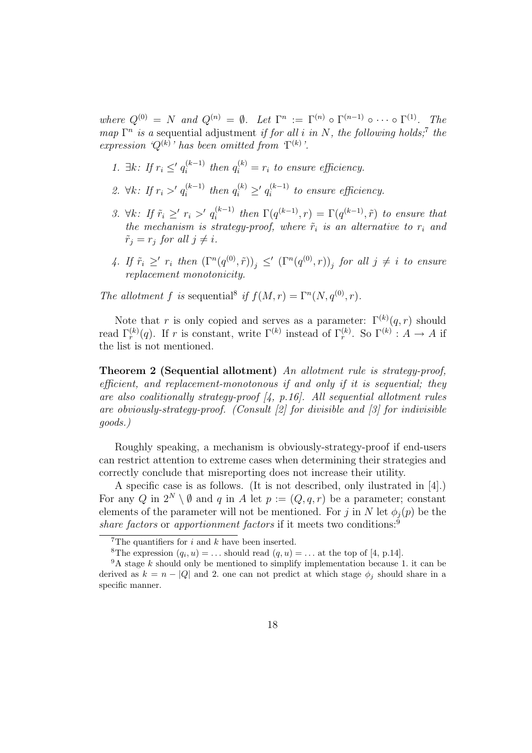*where* $Q^{(0)} = N$ *and* $Q^{(n)} = \emptyset$*. Let* $\Gamma^n := \Gamma^{(n)} \circ \Gamma^{(n-1)} \circ \cdots \circ \Gamma^{(1)}$*. The map* $\Gamma^n$ *is a* sequential adjustment *if for all* $i$ *in* $N$*, the following holds;*[7] *the expression '*$Q^{(k)}$*' has been omitted from '*$\Gamma^{(k)}$*'.*

1. $\exists k$*: If* $r_i \leq' q_i^{(k-1)}$ *then* $q_i^{(k)} = r_i$ *to ensure efficiency.*
2. $\forall k$*: If* $r_i >' q_i^{(k-1)}$ *then* $q_i^{(k)} \geq' q_i^{(k-1)}$ *to ensure efficiency.*
3. $\forall k$*: If* $\tilde{r}_i \geq' r_i >' q_i^{(k-1)}$ *then* $\Gamma(q^{(k-1)}, r) = \Gamma(q^{(k-1)}, \tilde{r})$ *to ensure that the mechanism is strategy-proof, where* $\tilde{r}_i$ *is an alternative to* $r_i$ *and* $\tilde{r}_j = r_j$ *for all* $j \neq i$*.*
4. *If* $\tilde{r}_i \geq' r_i$ *then* $\left(\Gamma^n(q^{(0)}, \tilde{r})\right)_j \leq' \left(\Gamma^n(q^{(0)}, r)\right)_j$ *for all* $j \neq i$ *to ensure replacement monotonicity.*

*The allotment* $f$ *is* sequential[8] *if* $f(M, r) = \Gamma^n(N, q^{(0)}, r)$*.*

Note that $r$ is only copied and serves as a parameter: $\Gamma^{(k)}(q, r)$ should read $\Gamma_r^{(k)}(q)$. If $r$ is constant, write $\Gamma^{(k)}$ instead of $\Gamma_r^{(k)}$. So $\Gamma^{(k)} : A \to A$ if the list is not mentioned.

**Theorem 2 (Sequential allotment)** *An allotment rule is strategy-proof, efficient, and replacement-monotonous if and only if it is sequential; they are also coalitionally strategy-proof [4, p.16]. All sequential allotment rules are obviously-strategy-proof. (Consult [2] for divisible and [3] for indivisible goods.)*

Roughly speaking, a mechanism is obviously-strategy-proof if end-users can restrict attention to extreme cases when determining their strategies and correctly conclude that misreporting does not increase their utility.

A specific case is as follows. (It is not described, only ilustrated in [4].) For any $Q$ in $2^N \setminus \emptyset$ and $q$ in $A$ let $p := (Q, q, r)$ be a parameter; constant elements of the parameter will not be mentioned. For $j$ in $N$ let $\phi_j(p)$ be the *share factors* or *apportionment factors* if it meets two conditions:[9]

---

[7] The quantifiers for $i$ and $k$ have been inserted.

[8] The expression $(q_i, u) = \ldots$ should read $(q, u) = \ldots$ at the top of [4, p.14].

[9] A stage $k$ should only be mentioned to simplify implementation because 1. it can be derived as $k = n - |Q|$ and 2. one can not predict at which stage $\phi_j$ should share in a specific manner.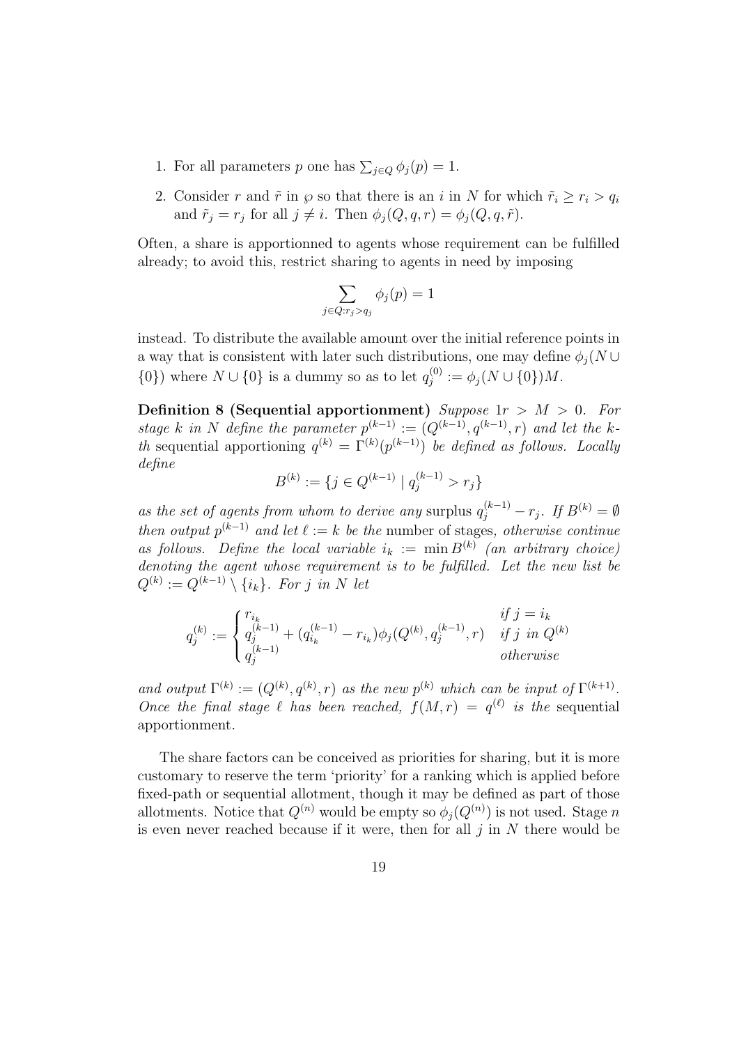1. For all parameters $p$ one has $\sum_{j \in Q} \phi_j(p) = 1$.

2. Consider $r$ and $\tilde{r}$ in $\wp$ so that there is an $i$ in $N$ for which $\tilde{r}_i \geq r_i > q_i$ and $\tilde{r}_j = r_j$ for all $j \neq i$. Then $\phi_j(Q, q, r) = \phi_j(Q, q, \tilde{r})$.

Often, a share is apportionned to agents whose requirement can be fulfilled already; to avoid this, restrict sharing to agents in need by imposing

$$\sum_{j \in Q : r_j > q_j} \phi_j(p) = 1$$

instead. To distribute the available amount over the initial reference points in a way that is consistent with later such distributions, one may define $\phi_j(N \cup \{0\})$ where $N \cup \{0\}$ is a dummy so as to let $q_j^{(0)} := \phi_j(N \cup \{0\})M$.

**Definition 8 (Sequential apportionment)** *Suppose $1r > M > 0$. For stage $k$ in $N$ define the parameter $p^{(k-1)} := (Q^{(k-1)}, q^{(k-1)}, r)$ and let the $k$-th* sequential apportioning *$q^{(k)} = \Gamma^{(k)}(p^{(k-1)})$ be defined as follows. Locally define*

$$B^{(k)} := \{j \in Q^{(k-1)} \mid q_j^{(k-1)} > r_j\}$$

*as the set of agents from whom to derive any* surplus *$q_j^{(k-1)} - r_j$. If $B^{(k)} = \emptyset$ then output $p^{(k-1)}$ and let $\ell := k$ be the* number of stages*, otherwise continue as follows. Define the local variable $i_k := \min B^{(k)}$ (an arbitrary choice) denoting the agent whose requirement is to be fulfilled. Let the new list be $Q^{(k)} := Q^{(k-1)} \setminus \{i_k\}$. For $j$ in $N$ let*

$$q_j^{(k)} := \begin{cases} r_{i_k} & \text{if } j = i_k \\ q_j^{(k-1)} + (q_{i_k}^{(k-1)} - r_{i_k})\phi_j(Q^{(k)}, q_j^{(k-1)}, r) & \text{if } j \text{ in } Q^{(k)} \\ q_j^{(k-1)} & \text{otherwise} \end{cases}$$

*and output $\Gamma^{(k)} := (Q^{(k)}, q^{(k)}, r)$ as the new $p^{(k)}$ which can be input of $\Gamma^{(k+1)}$. Once the final stage $\ell$ has been reached, $f(M, r) = q^{(\ell)}$ is the* sequential apportionment.

The share factors can be conceived as priorities for sharing, but it is more customary to reserve the term 'priority' for a ranking which is applied before fixed-path or sequential allotment, though it may be defined as part of those allotments. Notice that $Q^{(n)}$ would be empty so $\phi_j(Q^{(n)})$ is not used. Stage $n$ is even never reached because if it were, then for all $j$ in $N$ there would be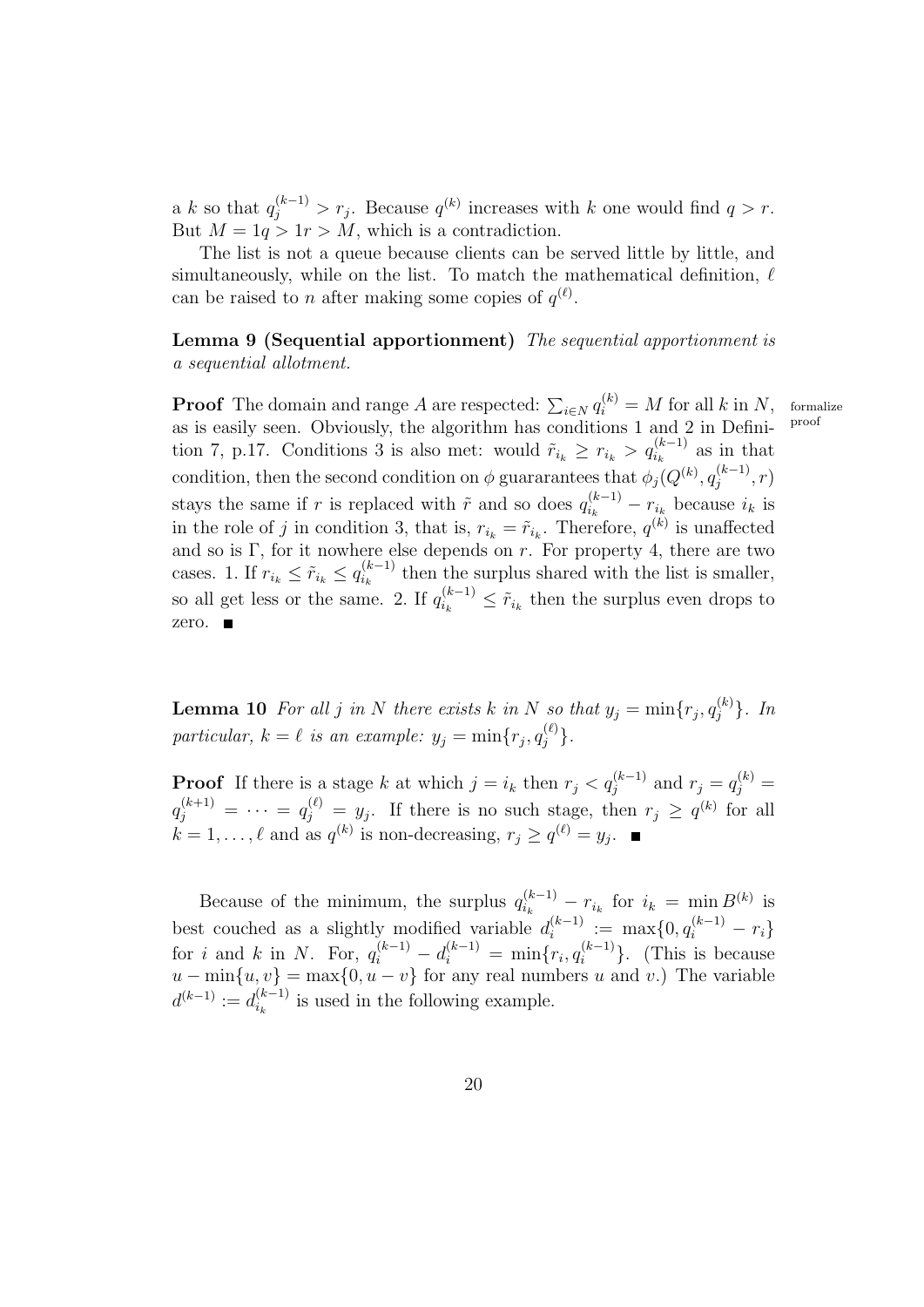a $k$ so that $q_j^{(k-1)} > r_j$. Because $q^{(k)}$ increases with $k$ one would find $q > r$. But $M = 1q > 1r > M$, which is a contradiction.

The list is not a queue because clients can be served little by little, and simultaneously, while on the list. To match the mathematical definition, $\ell$ can be raised to $n$ after making some copies of $q^{(\ell)}$.

**Lemma 9 (Sequential apportionment)** *The sequential apportionment is a sequential allotment.*

**Proof** The domain and range $A$ are respected: $\sum_{i \in N} q_i^{(k)} = M$ for all $k$ in $N$, as is easily seen. Obviously, the algorithm has conditions 1 and 2 in Definition 7, p.17. Conditions 3 is also met: would $\tilde{r}_{i_k} \geq r_{i_k} > q_{i_k}^{(k-1)}$ as in that condition, then the second condition on $\phi$ guararantees that $\phi_j(Q^{(k)}, q_j^{(k-1)}, r)$ stays the same if $r$ is replaced with $\tilde{r}$ and so does $q_{i_k}^{(k-1)} - r_{i_k}$ because $i_k$ is in the role of $j$ in condition 3, that is, $r_{i_k} = \tilde{r}_{i_k}$. Therefore, $q^{(k)}$ is unaffected and so is $\Gamma$, for it nowhere else depends on $r$. For property 4, there are two cases. 1. If $r_{i_k} \leq \tilde{r}_{i_k} \leq q_{i_k}^{(k-1)}$ then the surplus shared with the list is smaller, so all get less or the same. 2. If $q_{i_k}^{(k-1)} \leq \tilde{r}_{i_k}$ then the surplus even drops to zero. ∎

formalize proof

**Lemma 10** *For all $j$ in $N$ there exists $k$ in $N$ so that $y_j = \min\{r_j, q_j^{(k)}\}$. In particular, $k = \ell$ is an example: $y_j = \min\{r_j, q_j^{(\ell)}\}$.*

**Proof** If there is a stage $k$ at which $j = i_k$ then $r_j < q_j^{(k-1)}$ and $r_j = q_j^{(k)} = q_j^{(k+1)} = \cdots = q_j^{(\ell)} = y_j$. If there is no such stage, then $r_j \geq q^{(k)}$ for all $k = 1, \ldots, \ell$ and as $q^{(k)}$ is non-decreasing, $r_j \geq q^{(\ell)} = y_j$. ∎

Because of the minimum, the surplus $q_{i_k}^{(k-1)} - r_{i_k}$ for $i_k = \min B^{(k)}$ is best couched as a slightly modified variable $d_i^{(k-1)} := \max\{0, q_i^{(k-1)} - r_i\}$ for $i$ and $k$ in $N$. For, $q_i^{(k-1)} - d_i^{(k-1)} = \min\{r_i, q_i^{(k-1)}\}$. (This is because $u - \min\{u, v\} = \max\{0, u - v\}$ for any real numbers $u$ and $v$.) The variable $d^{(k-1)} := d_{i_k}^{(k-1)}$ is used in the following example.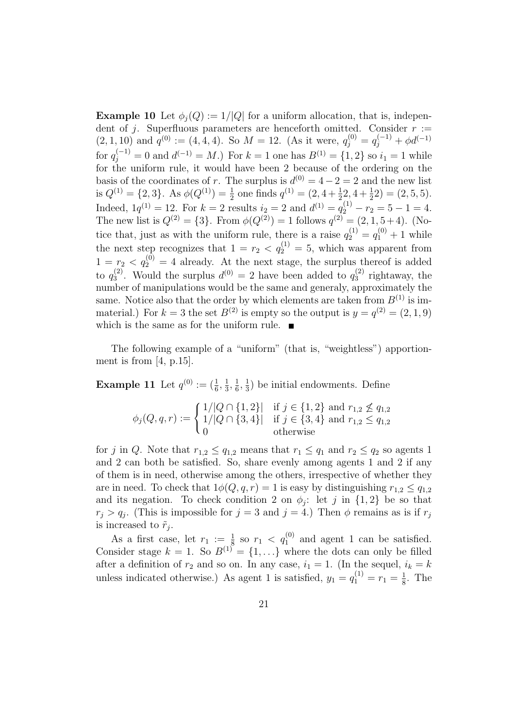**Example 10** Let $\phi_j(Q) := 1/|Q|$ for a uniform allocation, that is, independent of $j$. Superfluous parameters are henceforth omitted. Consider $r := (2, 1, 10)$ and $q^{(0)} := (4, 4, 4)$. So $M = 12$. (As it were, $q_j^{(0)} = q_j^{(-1)} + \phi d^{(-1)}$ for $q_j^{(-1)} = 0$ and $d^{(-1)} = M$.) For $k = 1$ one has $B^{(1)} = \{1, 2\}$ so $i_1 = 1$ while for the uniform rule, it would have been 2 because of the ordering on the basis of the coordinates of $r$. The surplus is $d^{(0)} = 4 - 2 = 2$ and the new list is $Q^{(1)} = \{2, 3\}$. As $\phi(Q^{(1)}) = \frac{1}{2}$ one finds $q^{(1)} = (2, 4 + \frac{1}{2}2, 4 + \frac{1}{2}2) = (2, 5, 5)$. Indeed, $1q^{(1)} = 12$. For $k = 2$ results $i_2 = 2$ and $d^{(1)} = q_2^{(1)} - r_2 = 5 - 1 = 4$. The new list is $Q^{(2)} = \{3\}$. From $\phi(Q^{(2)}) = 1$ follows $q^{(2)} = (2, 1, 5+4)$. (Notice that, just as with the uniform rule, there is a raise $q_2^{(1)} = q_1^{(0)} + 1$ while the next step recognizes that $1 = r_2 < q_2^{(1)} = 5$, which was apparent from $1 = r_2 < q_2^{(0)} = 4$ already. At the next stage, the surplus thereof is added to $q_3^{(2)}$. Would the surplus $d^{(0)} = 2$ have been added to $q_3^{(2)}$ rightaway, the number of manipulations would be the same and generaly, approximately the same. Notice also that the order by which elements are taken from $B^{(1)}$ is immaterial.) For $k = 3$ the set $B^{(2)}$ is empty so the output is $y = q^{(2)} = (2, 1, 9)$ which is the same as for the uniform rule. ∎

The following example of a "uniform" (that is, "weightless") apportionment is from [4, p.15].

**Example 11** Let $q^{(0)} := (\frac{1}{6}, \frac{1}{3}, \frac{1}{6}, \frac{1}{3})$ be initial endowments. Define

$$\phi_j(Q, q, r) := \begin{cases} 1/|Q \cap \{1, 2\}| & \text{if } j \in \{1, 2\} \text{ and } r_{1,2} \not\leq q_{1,2} \\ 1/|Q \cap \{3, 4\}| & \text{if } j \in \{3, 4\} \text{ and } r_{1,2} \leq q_{1,2} \\ 0 & \text{otherwise} \end{cases}$$

for $j$ in $Q$. Note that $r_{1,2} \leq q_{1,2}$ means that $r_1 \leq q_1$ and $r_2 \leq q_2$ so agents 1 and 2 can both be satisfied. So, share evenly among agents 1 and 2 if any of them is in need, otherwise among the others, irrespective of whether they are in need. To check that $1\phi(Q, q, r) = 1$ is easy by distinguishing $r_{1,2} \leq q_{1,2}$ and its negation. To check condition 2 on $\phi_j$: let $j$ in $\{1, 2\}$ be so that $r_j > q_j$. (This is impossible for $j = 3$ and $j = 4$.) Then $\phi$ remains as is if $r_j$ is increased to $\tilde{r}_j$.

As a first case, let $r_1 := \frac{1}{8}$ so $r_1 < q_1^{(0)}$ and agent 1 can be satisfied. Consider stage $k = 1$. So $B^{(1)} = \{1, \ldots\}$ where the dots can only be filled after a definition of $r_2$ and so on. In any case, $i_1 = 1$. (In the sequel, $i_k = k$ unless indicated otherwise.) As agent 1 is satisfied, $y_1 = q_1^{(1)} = r_1 = \frac{1}{8}$. The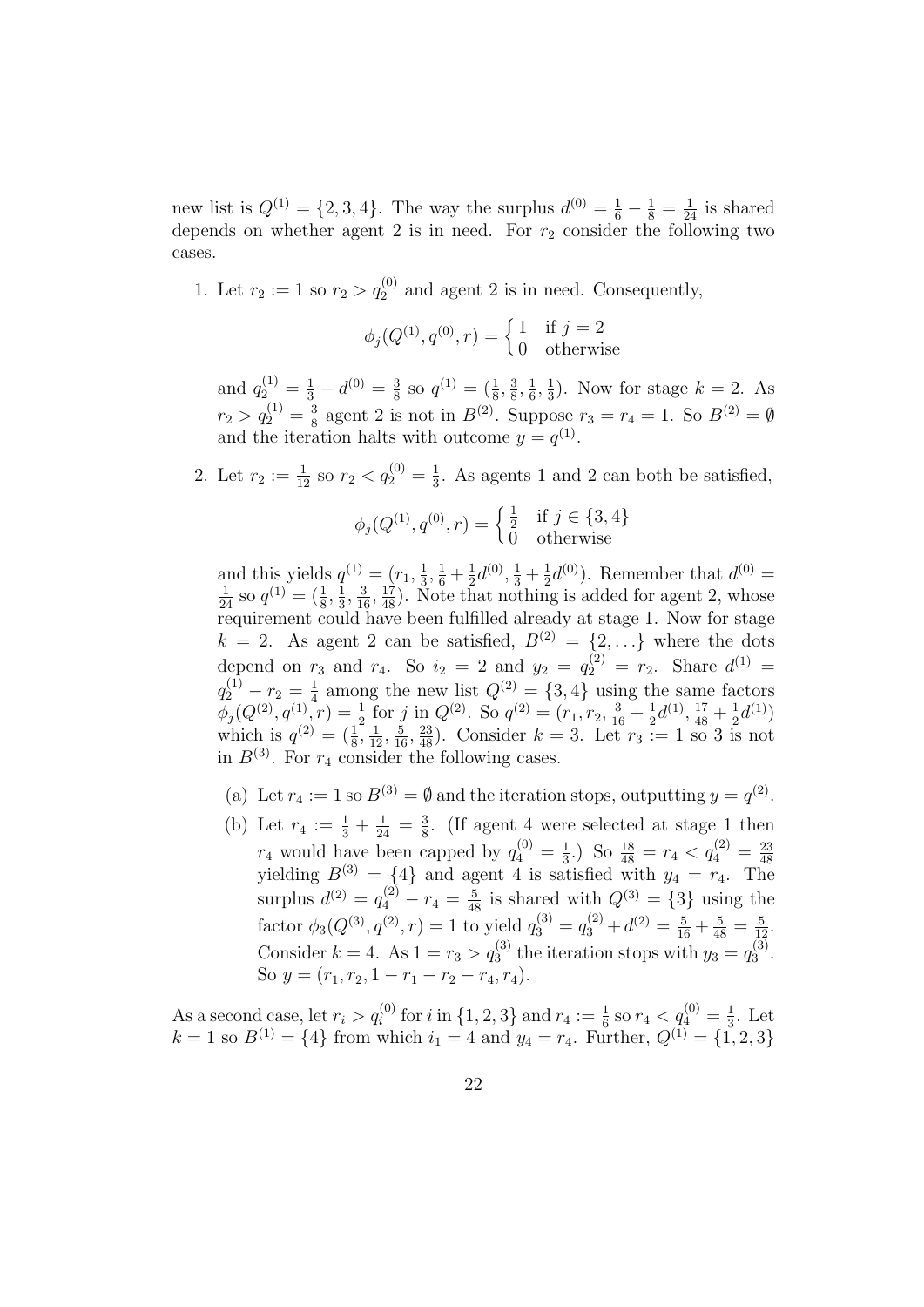new list is $Q^{(1)} = \{2, 3, 4\}$. The way the surplus $d^{(0)} = \frac{1}{6} - \frac{1}{8} = \frac{1}{24}$ is shared depends on whether agent 2 is in need. For $r_2$ consider the following two cases.

1. Let $r_2 := 1$ so $r_2 > q_2^{(0)}$ and agent 2 is in need. Consequently,

$$\phi_j(Q^{(1)}, q^{(0)}, r) = \begin{cases} 1 & \text{if } j = 2 \\ 0 & \text{otherwise} \end{cases}$$

and $q_2^{(1)} = \frac{1}{3} + d^{(0)} = \frac{3}{8}$ so $q^{(1)} = (\frac{1}{8}, \frac{3}{8}, \frac{1}{6}, \frac{1}{3})$. Now for stage $k = 2$. As $r_2 > q_2^{(1)} = \frac{3}{8}$ agent 2 is not in $B^{(2)}$. Suppose $r_3 = r_4 = 1$. So $B^{(2)} = \emptyset$ and the iteration halts with outcome $y = q^{(1)}$.

2. Let $r_2 := \frac{1}{12}$ so $r_2 < q_2^{(0)} = \frac{1}{3}$. As agents 1 and 2 can both be satisfied,

$$\phi_j(Q^{(1)}, q^{(0)}, r) = \begin{cases} \frac{1}{2} & \text{if } j \in \{3, 4\} \\ 0 & \text{otherwise} \end{cases}$$

and this yields $q^{(1)} = (r_1, \frac{1}{3}, \frac{1}{6} + \frac{1}{2}d^{(0)}, \frac{1}{3} + \frac{1}{2}d^{(0)})$. Remember that $d^{(0)} = \frac{1}{24}$ so $q^{(1)} = (\frac{1}{8}, \frac{1}{3}, \frac{3}{16}, \frac{17}{48})$. Note that nothing is added for agent 2, whose requirement could have been fulfilled already at stage 1. Now for stage $k = 2$. As agent 2 can be satisfied, $B^{(2)} = \{2, \ldots\}$ where the dots depend on $r_3$ and $r_4$. So $i_2 = 2$ and $y_2 = q_2^{(2)} = r_2$. Share $d^{(1)} = q_2^{(1)} - r_2 = \frac{1}{4}$ among the new list $Q^{(2)} = \{3, 4\}$ using the same factors $\phi_j(Q^{(2)}, q^{(1)}, r) = \frac{1}{2}$ for $j$ in $Q^{(2)}$. So $q^{(2)} = (r_1, r_2, \frac{3}{16} + \frac{1}{2}d^{(1)}, \frac{17}{48} + \frac{1}{2}d^{(1)})$ which is $q^{(2)} = (\frac{1}{8}, \frac{1}{12}, \frac{5}{16}, \frac{23}{48})$. Consider $k = 3$. Let $r_3 := 1$ so 3 is not in $B^{(3)}$. For $r_4$ consider the following cases.

   (a) Let $r_4 := 1$ so $B^{(3)} = \emptyset$ and the iteration stops, outputting $y = q^{(2)}$.

   (b) Let $r_4 := \frac{1}{3} + \frac{1}{24} = \frac{3}{8}$. (If agent 4 were selected at stage 1 then $r_4$ would have been capped by $q_4^{(0)} = \frac{1}{3}$.) So $\frac{18}{48} = r_4 < q_4^{(2)} = \frac{23}{48}$ yielding $B^{(3)} = \{4\}$ and agent 4 is satisfied with $y_4 = r_4$. The surplus $d^{(2)} = q_4^{(2)} - r_4 = \frac{5}{48}$ is shared with $Q^{(3)} = \{3\}$ using the factor $\phi_3(Q^{(3)}, q^{(2)}, r) = 1$ to yield $q_3^{(3)} = q_3^{(2)} + d^{(2)} = \frac{5}{16} + \frac{5}{48} = \frac{5}{12}$. Consider $k = 4$. As $1 = r_3 > q_3^{(3)}$ the iteration stops with $y_3 = q_3^{(3)}$. So $y = (r_1, r_2, 1 - r_1 - r_2 - r_4, r_4)$.

As a second case, let $r_i > q_i^{(0)}$ for $i$ in $\{1, 2, 3\}$ and $r_4 := \frac{1}{6}$ so $r_4 < q_4^{(0)} = \frac{1}{3}$. Let $k = 1$ so $B^{(1)} = \{4\}$ from which $i_1 = 4$ and $y_4 = r_4$. Further, $Q^{(1)} = \{1, 2, 3\}$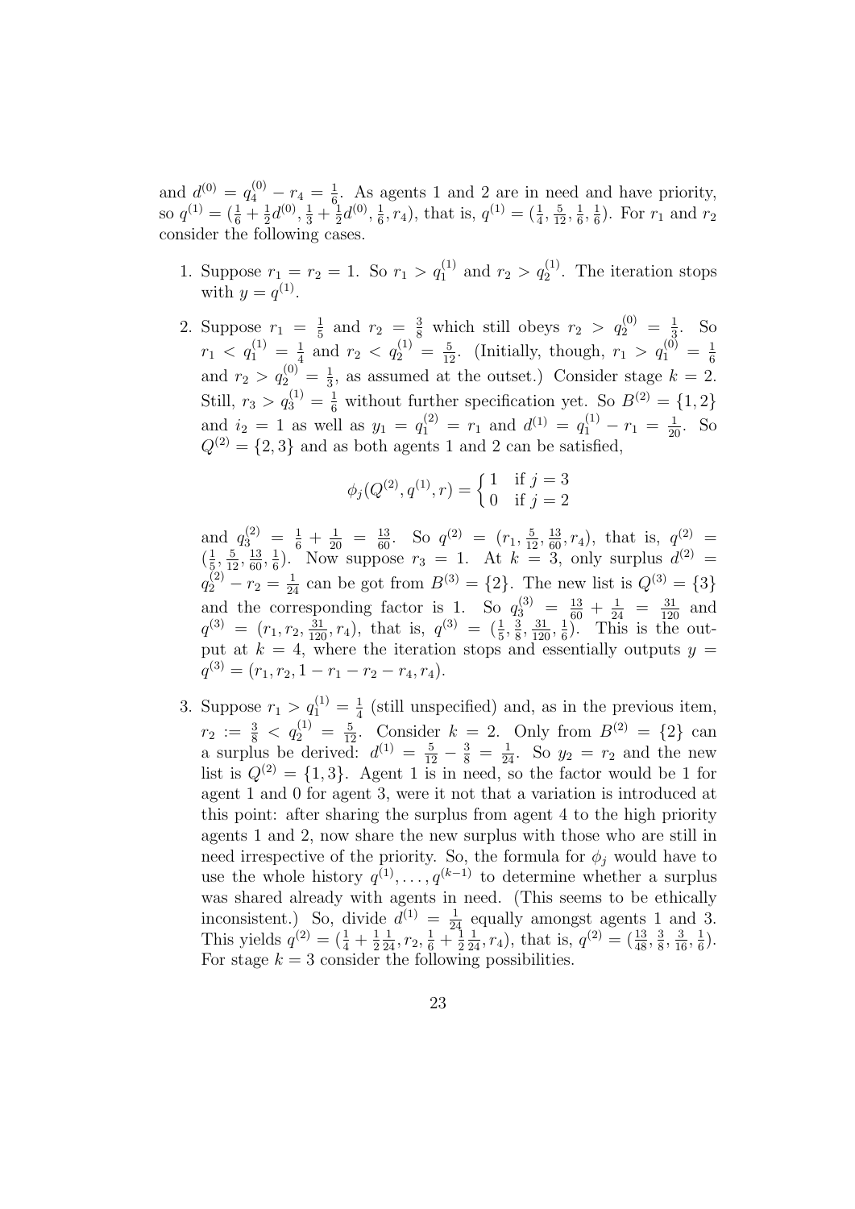and $d^{(0)} = q_4^{(0)} - r_4 = \frac{1}{6}$. As agents 1 and 2 are in need and have priority, so $q^{(1)} = (\frac{1}{6} + \frac{1}{2}d^{(0)}, \frac{1}{3} + \frac{1}{2}d^{(0)}, \frac{1}{6}, r_4)$, that is, $q^{(1)} = (\frac{1}{4}, \frac{5}{12}, \frac{1}{6}, \frac{1}{6})$. For $r_1$ and $r_2$ consider the following cases.

1. Suppose $r_1 = r_2 = 1$. So $r_1 > q_1^{(1)}$ and $r_2 > q_2^{(1)}$. The iteration stops with $y = q^{(1)}$.

2. Suppose $r_1 = \frac{1}{5}$ and $r_2 = \frac{3}{8}$ which still obeys $r_2 > q_2^{(0)} = \frac{1}{3}$. So $r_1 < q_1^{(1)} = \frac{1}{4}$ and $r_2 < q_2^{(1)} = \frac{5}{12}$. (Initially, though, $r_1 > q_1^{(0)} = \frac{1}{6}$ and $r_2 > q_2^{(0)} = \frac{1}{3}$, as assumed at the outset.) Consider stage $k = 2$. Still, $r_3 > q_3^{(1)} = \frac{1}{6}$ without further specification yet. So $B^{(2)} = \{1, 2\}$ and $i_2 = 1$ as well as $y_1 = q_1^{(2)} = r_1$ and $d^{(1)} = q_1^{(1)} - r_1 = \frac{1}{20}$. So $Q^{(2)} = \{2, 3\}$ and as both agents 1 and 2 can be satisfied,

$$\phi_j(Q^{(2)}, q^{(1)}, r) = \begin{cases} 1 & \text{if } j = 3 \\ 0 & \text{if } j = 2 \end{cases}$$

and $q_3^{(2)} = \frac{1}{6} + \frac{1}{20} = \frac{13}{60}$. So $q^{(2)} = (r_1, \frac{5}{12}, \frac{13}{60}, r_4)$, that is, $q^{(2)} = (\frac{1}{5}, \frac{5}{12}, \frac{13}{60}, \frac{1}{6})$. Now suppose $r_3 = 1$. At $k = 3$, only surplus $d^{(2)} = q_2^{(2)} - r_2 = \frac{1}{24}$ can be got from $B^{(3)} = \{2\}$. The new list is $Q^{(3)} = \{3\}$ and the corresponding factor is 1. So $q_3^{(3)} = \frac{13}{60} + \frac{1}{24} = \frac{31}{120}$ and $q^{(3)} = (r_1, r_2, \frac{31}{120}, r_4)$, that is, $q^{(3)} = (\frac{1}{5}, \frac{3}{8}, \frac{31}{120}, \frac{1}{6})$. This is the output at $k = 4$, where the iteration stops and essentially outputs $y = q^{(3)} = (r_1, r_2, 1 - r_1 - r_2 - r_4, r_4)$.

3. Suppose $r_1 > q_1^{(1)} = \frac{1}{4}$ (still unspecified) and, as in the previous item, $r_2 := \frac{3}{8} < q_2^{(1)} = \frac{5}{12}$. Consider $k = 2$. Only from $B^{(2)} = \{2\}$ can a surplus be derived: $d^{(1)} = \frac{5}{12} - \frac{3}{8} = \frac{1}{24}$. So $y_2 = r_2$ and the new list is $Q^{(2)} = \{1, 3\}$. Agent 1 is in need, so the factor would be 1 for agent 1 and 0 for agent 3, were it not that a variation is introduced at this point: after sharing the surplus from agent 4 to the high priority agents 1 and 2, now share the new surplus with those who are still in need irrespective of the priority. So, the formula for $\phi_j$ would have to use the whole history $q^{(1)}, \ldots, q^{(k-1)}$ to determine whether a surplus was shared already with agents in need. (This seems to be ethically inconsistent.) So, divide $d^{(1)} = \frac{1}{24}$ equally amongst agents 1 and 3. This yields $q^{(2)} = (\frac{1}{4} + \frac{1}{2}\frac{1}{24}, r_2, \frac{1}{6} + \frac{1}{2}\frac{1}{24}, r_4)$, that is, $q^{(2)} = (\frac{13}{48}, \frac{3}{8}, \frac{3}{16}, \frac{1}{6})$. For stage $k = 3$ consider the following possibilities.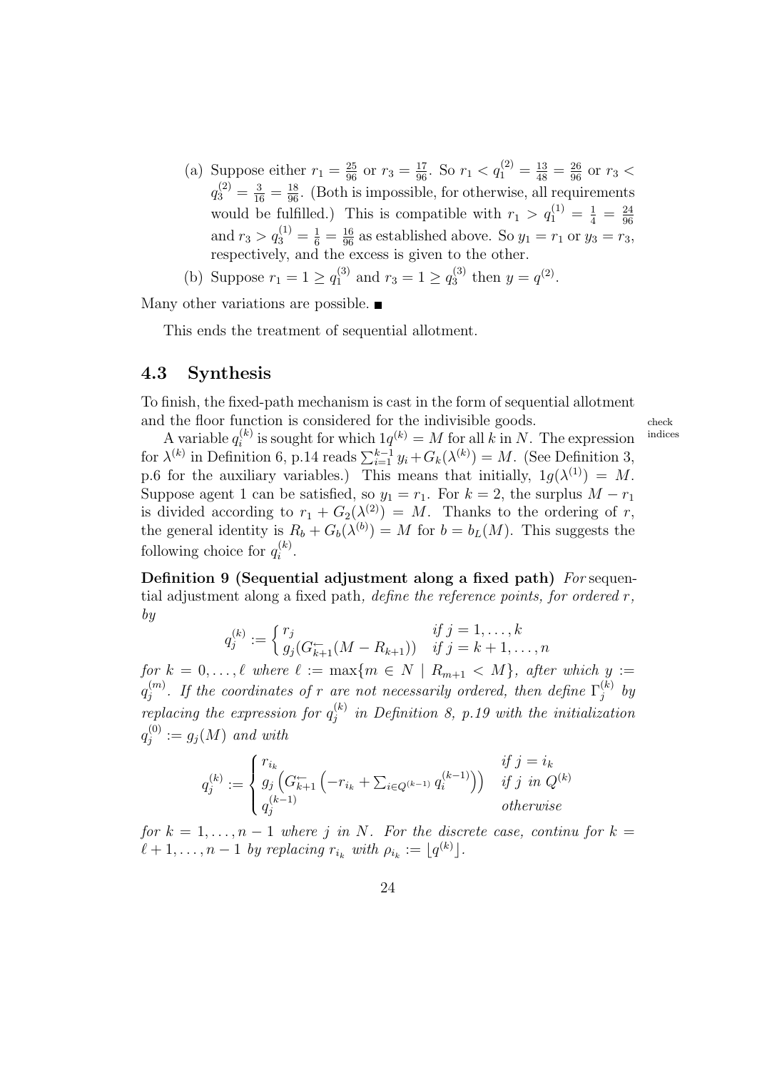(a) Suppose either $r_1 = \frac{25}{96}$ or $r_3 = \frac{17}{96}$. So $r_1 < q_1^{(2)} = \frac{13}{48} = \frac{26}{96}$ or $r_3 < q_3^{(2)} = \frac{3}{16} = \frac{18}{96}$. (Both is impossible, for otherwise, all requirements would be fulfilled.) This is compatible with $r_1 > q_1^{(1)} = \frac{1}{4} = \frac{24}{96}$ and $r_3 > q_3^{(1)} = \frac{1}{6} = \frac{16}{96}$ as established above. So $y_1 = r_1$ or $y_3 = r_3$, respectively, and the excess is given to the other.

(b) Suppose $r_1 = 1 \geq q_1^{(3)}$ and $r_3 = 1 \geq q_3^{(3)}$ then $y = q^{(2)}$.

Many other variations are possible. ■

This ends the treatment of sequential allotment.

## 4.3 Synthesis

To finish, the fixed-path mechanism is cast in the form of sequential allotment and the floor function is considered for the indivisible goods. check indices

A variable $q_i^{(k)}$ is sought for which $1q^{(k)} = M$ for all $k$ in $N$. The expression for $\lambda^{(k)}$ in Definition 6, p.14 reads $\sum_{i=1}^{k-1} y_i + G_k(\lambda^{(k)}) = M$. (See Definition 3, p.6 for the auxiliary variables.) This means that initially, $1g(\lambda^{(1)}) = M$. Suppose agent 1 can be satisfied, so $y_1 = r_1$. For $k = 2$, the surplus $M - r_1$ is divided according to $r_1 + G_2(\lambda^{(2)}) = M$. Thanks to the ordering of $r$, the general identity is $R_b + G_b(\lambda^{(b)}) = M$ for $b = b_L(M)$. This suggests the following choice for $q_i^{(k)}$.

**Definition 9 (Sequential adjustment along a fixed path)** *For* sequential adjustment along a fixed path*, define the reference points, for ordered* $r$*, by*

$$q_j^{(k)} := \begin{cases} r_j & \text{if } j = 1, \ldots, k \\ g_j(G_{k+1}^{\leftarrow}(M - R_{k+1})) & \text{if } j = k+1, \ldots, n \end{cases}$$

*for* $k = 0, \ldots, \ell$ *where* $\ell := \max\{m \in N \mid R_{m+1} < M\}$*, after which* $y := q_j^{(m)}$*. If the coordinates of* $r$ *are not necessarily ordered, then define* $\Gamma_j^{(k)}$ *by replacing the expression for* $q_j^{(k)}$ *in Definition 8, p.19 with the initialization* $q_j^{(0)} := g_j(M)$ *and with*

$$q_j^{(k)} := \begin{cases} r_{i_k} & \text{if } j = i_k \\ g_j\left(G_{k+1}^{\leftarrow}\left(-r_{i_k} + \sum_{i \in Q^{(k-1)}} q_i^{(k-1)}\right)\right) & \text{if } j \text{ in } Q^{(k)} \\ q_j^{(k-1)} & \text{otherwise} \end{cases}$$

*for* $k = 1, \ldots, n-1$ *where* $j$ *in* $N$*. For the discrete case, continu for* $k = \ell + 1, \ldots, n-1$ *by replacing* $r_{i_k}$ *with* $\rho_{i_k} := \lfloor q^{(k)} \rfloor$*.*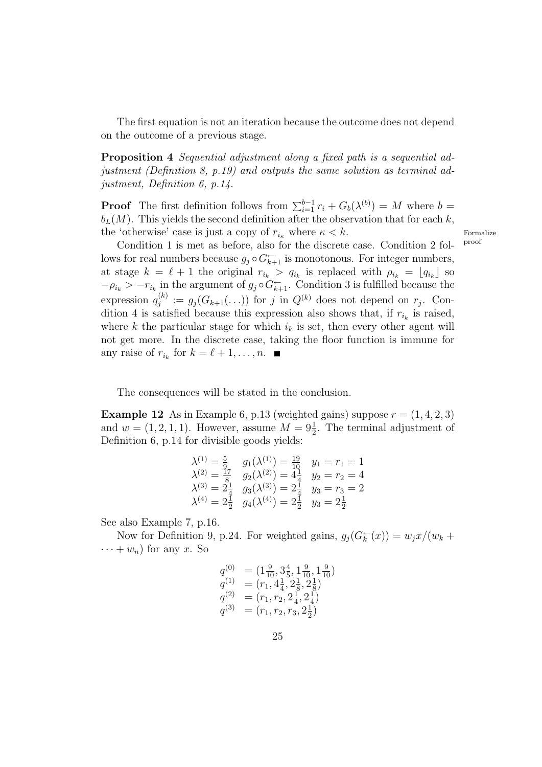The first equation is not an iteration because the outcome does not depend on the outcome of a previous stage.

**Proposition 4** *Sequential adjustment along a fixed path is a sequential adjustment (Definition 8, p.19) and outputs the same solution as terminal adjustment, Definition 6, p.14.*

**Proof** The first definition follows from $\sum_{i=1}^{b-1} r_i + G_b(\lambda^{(b)}) = M$ where $b = b_L(M)$. This yields the second definition after the observation that for each $k$, the 'otherwise' case is just a copy of $r_{i_\kappa}$ where $\kappa < k$. Formalize proof

Condition 1 is met as before, also for the discrete case. Condition 2 follows for real numbers because $g_j \circ G^{\leftarrow}_{k+1}$ is monotonous. For integer numbers, at stage $k = \ell + 1$ the original $r_{i_k} > q_{i_k}$ is replaced with $\rho_{i_k} = \lfloor q_{i_k} \rfloor$ so $-\rho_{i_k} > -r_{i_k}$ in the argument of $g_j \circ G^{\leftarrow}_{k+1}$. Condition 3 is fulfilled because the expression $q_j^{(k)} := g_j(G_{k+1}(\ldots))$ for $j$ in $Q^{(k)}$ does not depend on $r_j$. Condition 4 is satisfied because this expression also shows that, if $r_{i_k}$ is raised, where $k$ the particular stage for which $i_k$ is set, then every other agent will not get more. In the discrete case, taking the floor function is immune for any raise of $r_{i_k}$ for $k = \ell + 1, \ldots, n$. ■

The consequences will be stated in the conclusion.

**Example 12** As in Example 6, p.13 (weighted gains) suppose $r = (1, 4, 2, 3)$ and $w = (1, 2, 1, 1)$. However, assume $M = 9\frac{1}{2}$. The terminal adjustment of Definition 6, p.14 for divisible goods yields:

$$
\begin{array}{lll}
\lambda^{(1)} = \frac{5}{9} & g_1(\lambda^{(1)}) = \frac{19}{10} & y_1 = r_1 = 1 \\
\lambda^{(2)} = \frac{17}{8} & g_2(\lambda^{(2)}) = 4\frac{1}{4} & y_2 = r_2 = 4 \\
\lambda^{(3)} = 2\frac{1}{4} & g_3(\lambda^{(3)}) = 2\frac{1}{4} & y_3 = r_3 = 2 \\
\lambda^{(4)} = 2\frac{1}{2} & g_4(\lambda^{(4)}) = 2\frac{1}{2} & y_3 = 2\frac{1}{2}
\end{array}
$$

See also Example 7, p.16.

Now for Definition 9, p.24. For weighted gains, $g_j(G^{\leftarrow}_k(x)) = w_j x/(w_k + \cdots + w_n)$ for any $x$. So

$$
\begin{array}{ll}
q^{(0)} & = (1\frac{9}{10}, 3\frac{4}{5}, 1\frac{9}{10}, 1\frac{9}{10}) \\
q^{(1)} & = (r_1, 4\frac{1}{4}, 2\frac{1}{8}, 2\frac{1}{8}) \\
q^{(2)} & = (r_1, r_2, 2\frac{1}{4}, 2\frac{1}{4}) \\
q^{(3)} & = (r_1, r_2, r_3, 2\frac{1}{2})
\end{array}
$$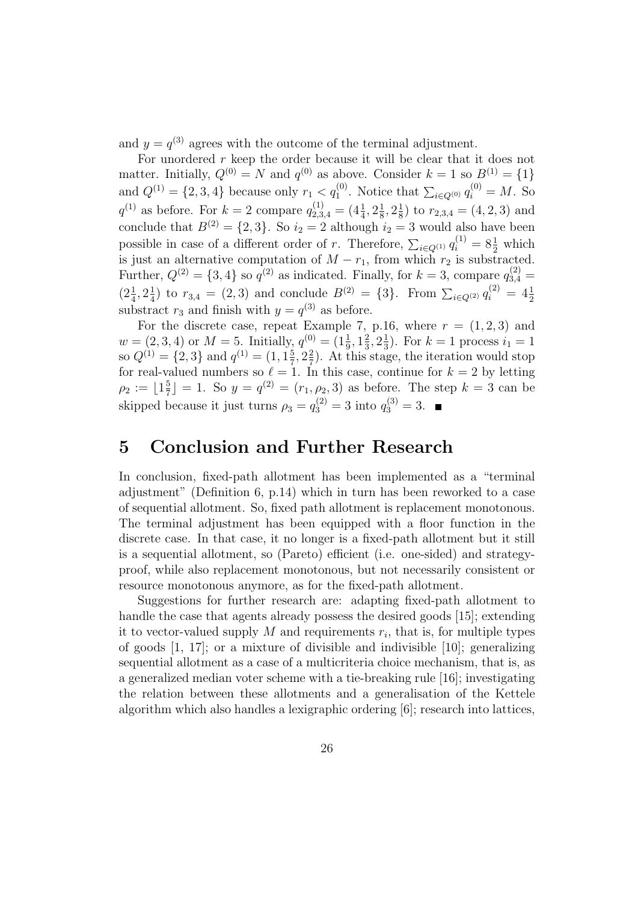and $y = q^{(3)}$ agrees with the outcome of the terminal adjustment.

For unordered $r$ keep the order because it will be clear that it does not matter. Initially, $Q^{(0)} = N$ and $q^{(0)}$ as above. Consider $k = 1$ so $B^{(1)} = \{1\}$ and $Q^{(1)} = \{2, 3, 4\}$ because only $r_1 < q_1^{(0)}$. Notice that $\sum_{i \in Q^{(0)}} q_i^{(0)} = M$. So $q^{(1)}$ as before. For $k = 2$ compare $q_{2,3,4}^{(1)} = (4\frac{1}{4}, 2\frac{1}{8}, 2\frac{1}{8})$ to $r_{2,3,4} = (4, 2, 3)$ and conclude that $B^{(2)} = \{2, 3\}$. So $i_2 = 2$ although $i_2 = 3$ would also have been possible in case of a different order of $r$. Therefore, $\sum_{i \in Q^{(1)}} q_i^{(1)} = 8\frac{1}{2}$ which is just an alternative computation of $M - r_1$, from which $r_2$ is substracted. Further, $Q^{(2)} = \{3, 4\}$ so $q^{(2)}$ as indicated. Finally, for $k = 3$, compare $q_{3,4}^{(2)} = (2\frac{1}{4}, 2\frac{1}{4})$ to $r_{3,4} = (2, 3)$ and conclude $B^{(2)} = \{3\}$. From $\sum_{i \in Q^{(2)}} q_i^{(2)} = 4\frac{1}{2}$ substract $r_3$ and finish with $y = q^{(3)}$ as before.

For the discrete case, repeat Example 7, p.16, where $r = (1, 2, 3)$ and $w = (2, 3, 4)$ or $M = 5$. Initially, $q^{(0)} = (1\frac{1}{9}, 1\frac{2}{3}, 2\frac{1}{3})$. For $k = 1$ process $i_1 = 1$ so $Q^{(1)} = \{2, 3\}$ and $q^{(1)} = (1, 1\frac{5}{7}, 2\frac{2}{7})$. At this stage, the iteration would stop for real-valued numbers so $\ell = 1$. In this case, continue for $k = 2$ by letting $\rho_2 := \lfloor 1\frac{5}{7} \rfloor = 1$. So $y = q^{(2)} = (r_1, \rho_2, 3)$ as before. The step $k = 3$ can be skipped because it just turns $\rho_3 = q_3^{(2)} = 3$ into $q_3^{(3)} = 3$. ∎

# 5 Conclusion and Further Research

In conclusion, fixed-path allotment has been implemented as a "terminal adjustment" (Definition 6, p.14) which in turn has been reworked to a case of sequential allotment. So, fixed path allotment is replacement monotonous. The terminal adjustment has been equipped with a floor function in the discrete case. In that case, it no longer is a fixed-path allotment but it still is a sequential allotment, so (Pareto) efficient (i.e. one-sided) and strategy-proof, while also replacement monotonous, but not necessarily consistent or resource monotonous anymore, as for the fixed-path allotment.

Suggestions for further research are: adapting fixed-path allotment to handle the case that agents already possess the desired goods [15]; extending it to vector-valued supply $M$ and requirements $r_i$, that is, for multiple types of goods [1, 17]; or a mixture of divisible and indivisible [10]; generalizing sequential allotment as a case of a multicriteria choice mechanism, that is, as a generalized median voter scheme with a tie-breaking rule [16]; investigating the relation between these allotments and a generalisation of the Kettele algorithm which also handles a lexigraphic ordering [6]; research into lattices,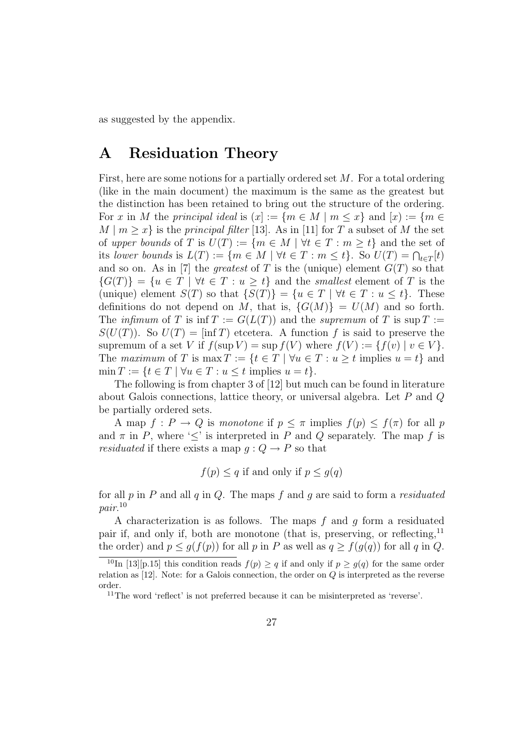as suggested by the appendix.

# A Residuation Theory

First, here are some notions for a partially ordered set $M$. For a total ordering (like in the main document) the maximum is the same as the greatest but the distinction has been retained to bring out the structure of the ordering. For $x$ in $M$ the *principal ideal* is $(x] := \{m \in M \mid m \leq x\}$ and $[x) := \{m \in M \mid m \geq x\}$ is the *principal filter* [13]. As in [11] for $T$ a subset of $M$ the set of *upper bounds* of $T$ is $U(T) := \{m \in M \mid \forall t \in T : m \geq t\}$ and the set of its *lower bounds* is $L(T) := \{m \in M \mid \forall t \in T : m \leq t\}$. So $U(T) = \bigcap_{t \in T} [t)$ and so on. As in [7] the *greatest* of $T$ is the (unique) element $G(T)$ so that $\{G(T)\} = \{u \in T \mid \forall t \in T : u \geq t\}$ and the *smallest* element of $T$ is the (unique) element $S(T)$ so that $\{S(T)\} = \{u \in T \mid \forall t \in T : u \leq t\}$. These definitions do not depend on $M$, that is, $\{G(M)\} = U(M)$ and so forth. The *infimum* of $T$ is $\inf T := G(L(T))$ and the *supremum* of $T$ is $\sup T := S(U(T))$. So $U(T) = [\inf T)$ etcetera. A function $f$ is said to preserve the supremum of a set $V$ if $f(\sup V) = \sup f(V)$ where $f(V) := \{f(v) \mid v \in V\}$. The *maximum* of $T$ is $\max T := \{t \in T \mid \forall u \in T : u \geq t \text{ implies } u = t\}$ and $\min T := \{t \in T \mid \forall u \in T : u \leq t \text{ implies } u = t\}$.

The following is from chapter 3 of [12] but much can be found in literature about Galois connections, lattice theory, or universal algebra. Let $P$ and $Q$ be partially ordered sets.

A map $f : P \to Q$ is *monotone* if $p \leq \pi$ implies $f(p) \leq f(\pi)$ for all $p$ and $\pi$ in $P$, where '$\leq$' is interpreted in $P$ and $Q$ separately. The map $f$ is *residuated* if there exists a map $g : Q \to P$ so that

$$f(p) \leq q \text{ if and only if } p \leq g(q)$$

for all $p$ in $P$ and all $q$ in $Q$. The maps $f$ and $g$ are said to form a *residuated pair*.[10]

A characterization is as follows. The maps $f$ and $g$ form a residuated pair if, and only if, both are monotone (that is, preserving, or reflecting,[11] the order) and $p \leq g(f(p))$ for all $p$ in $P$ as well as $q \geq f(g(q))$ for all $q$ in $Q$.

[10] In [13][p.15] this condition reads $f(p) \geq q$ if and only if $p \geq g(q)$ for the same order relation as [12]. Note: for a Galois connection, the order on $Q$ is interpreted as the reverse order.

[11] The word 'reflect' is not preferred because it can be misinterpreted as 'reverse'.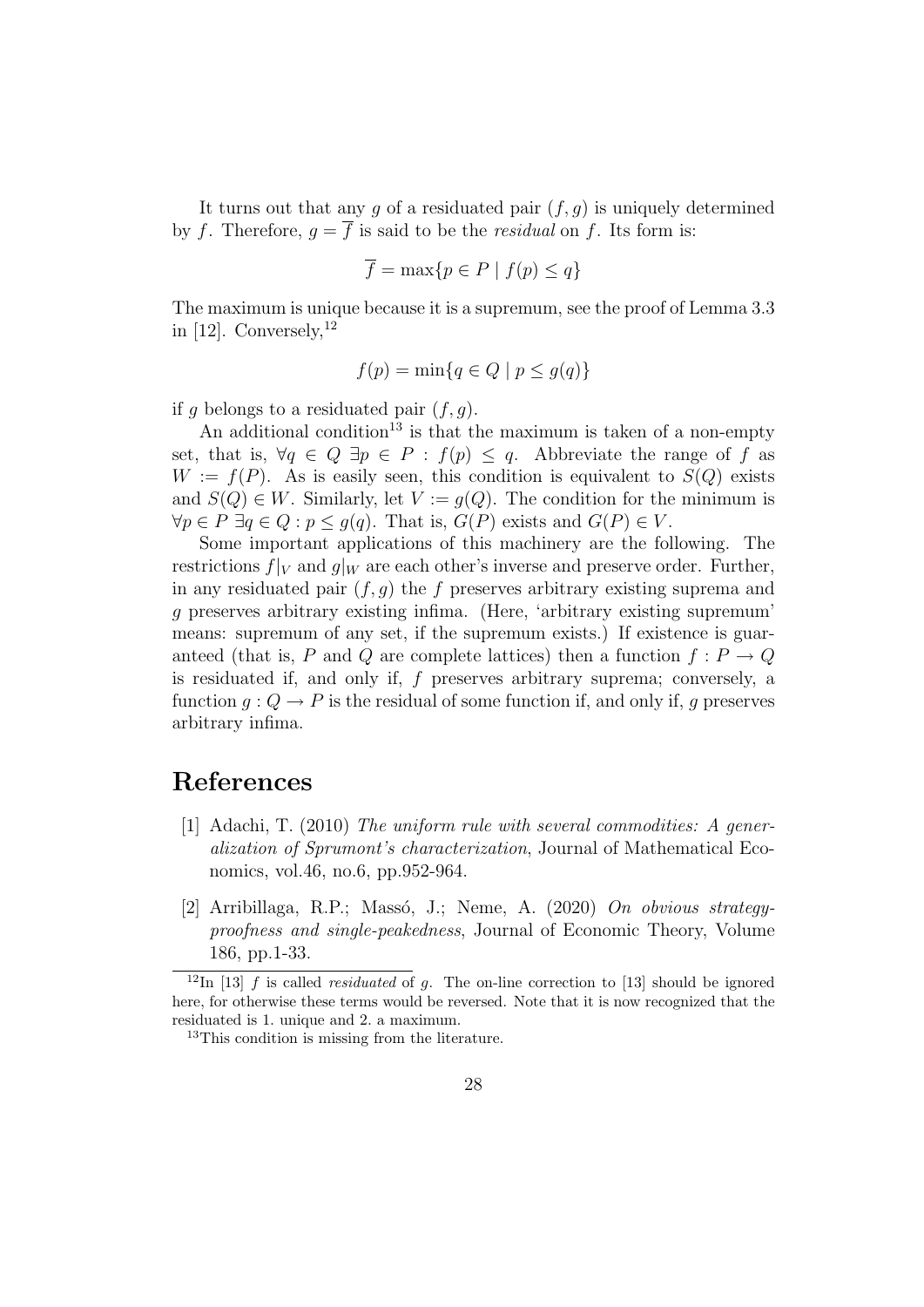It turns out that any $g$ of a residuated pair $(f, g)$ is uniquely determined by $f$. Therefore, $g = \overline{f}$ is said to be the *residual* on $f$. Its form is:

$$\overline{f} = \max\{p \in P \mid f(p) \leq q\}$$

The maximum is unique because it is a supremum, see the proof of Lemma 3.3 in [12]. Conversely,[12]

$$f(p) = \min\{q \in Q \mid p \leq g(q)\}$$

if $g$ belongs to a residuated pair $(f, g)$.

An additional condition[13] is that the maximum is taken of a non-empty set, that is, $\forall q \in Q \; \exists p \in P : f(p) \leq q$. Abbreviate the range of $f$ as $W := f(P)$. As is easily seen, this condition is equivalent to $S(Q)$ exists and $S(Q) \in W$. Similarly, let $V := g(Q)$. The condition for the minimum is $\forall p \in P \; \exists q \in Q : p \leq g(q)$. That is, $G(P)$ exists and $G(P) \in V$.

Some important applications of this machinery are the following. The restrictions $f|_V$ and $g|_W$ are each other's inverse and preserve order. Further, in any residuated pair $(f, g)$ the $f$ preserves arbitrary existing suprema and $g$ preserves arbitrary existing infima. (Here, 'arbitrary existing supremum' means: supremum of any set, if the supremum exists.) If existence is guaranteed (that is, $P$ and $Q$ are complete lattices) then a function $f : P \to Q$ is residuated if, and only if, $f$ preserves arbitrary suprema; conversely, a function $g : Q \to P$ is the residual of some function if, and only if, $g$ preserves arbitrary infima.

# References

[1] Adachi, T. (2010) *The uniform rule with several commodities: A generalization of Sprumont's characterization*, Journal of Mathematical Economics, vol.46, no.6, pp.952-964.

[2] Arribillaga, R.P.; Massó, J.; Neme, A. (2020) *On obvious strategy-proofness and single-peakedness*, Journal of Economic Theory, Volume 186, pp.1-33.

---

[12] In [13] $f$ is called *residuated* of $g$. The on-line correction to [13] should be ignored here, for otherwise these terms would be reversed. Note that it is now recognized that the residuated is 1. unique and 2. a maximum.

[13] This condition is missing from the literature.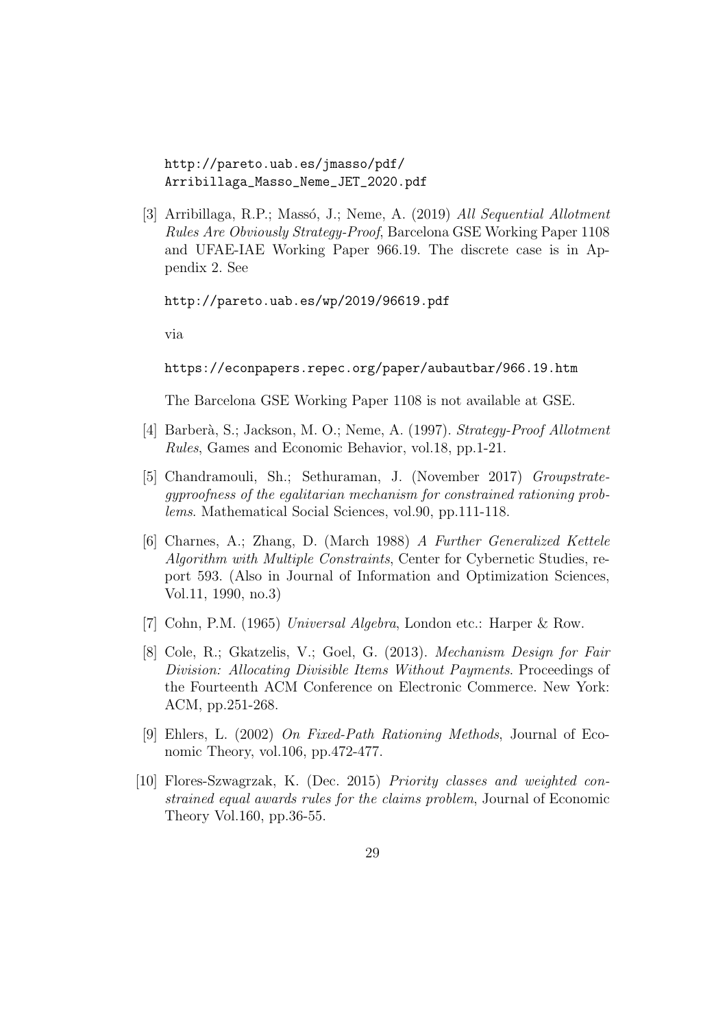http://pareto.uab.es/jmasso/pdf/Arribillaga_Masso_Neme_JET_2020.pdf

[3] Arribillaga, R.P.; Massó, J.; Neme, A. (2019) *All Sequential Allotment Rules Are Obviously Strategy-Proof*, Barcelona GSE Working Paper 1108 and UFAE-IAE Working Paper 966.19. The discrete case is in Appendix 2. See

http://pareto.uab.es/wp/2019/96619.pdf

via

https://econpapers.repec.org/paper/aubautbar/966.19.htm

The Barcelona GSE Working Paper 1108 is not available at GSE.

[4] Barberà, S.; Jackson, M. O.; Neme, A. (1997). *Strategy-Proof Allotment Rules*, Games and Economic Behavior, vol.18, pp.1-21.

[5] Chandramouli, Sh.; Sethuraman, J. (November 2017) *Groupstrategyproofness of the egalitarian mechanism for constrained rationing problems*. Mathematical Social Sciences, vol.90, pp.111-118.

[6] Charnes, A.; Zhang, D. (March 1988) *A Further Generalized Kettele Algorithm with Multiple Constraints*, Center for Cybernetic Studies, report 593. (Also in Journal of Information and Optimization Sciences, Vol.11, 1990, no.3)

[7] Cohn, P.M. (1965) *Universal Algebra*, London etc.: Harper & Row.

[8] Cole, R.; Gkatzelis, V.; Goel, G. (2013). *Mechanism Design for Fair Division: Allocating Divisible Items Without Payments*. Proceedings of the Fourteenth ACM Conference on Electronic Commerce. New York: ACM, pp.251-268.

[9] Ehlers, L. (2002) *On Fixed-Path Rationing Methods*, Journal of Economic Theory, vol.106, pp.472-477.

[10] Flores-Szwagrzak, K. (Dec. 2015) *Priority classes and weighted constrained equal awards rules for the claims problem*, Journal of Economic Theory Vol.160, pp.36-55.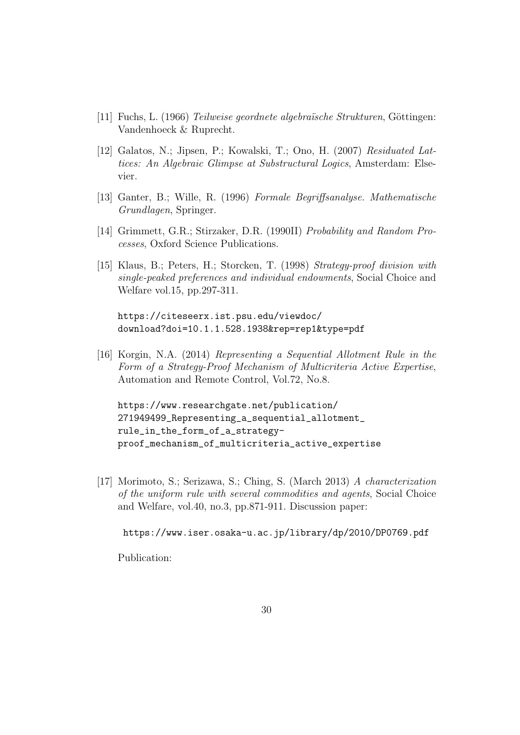[11] Fuchs, L. (1966) *Teilweise geordnete algebraïsche Strukturen*, Göttingen: Vandenhoeck & Ruprecht.

[12] Galatos, N.; Jipsen, P.; Kowalski, T.; Ono, H. (2007) *Residuated Lattices: An Algebraic Glimpse at Substructural Logics*, Amsterdam: Elsevier.

[13] Ganter, B.; Wille, R. (1996) *Formale Begriffsanalyse. Mathematische Grundlagen*, Springer.

[14] Grimmett, G.R.; Stirzaker, D.R. (1990II) *Probability and Random Processes*, Oxford Science Publications.

[15] Klaus, B.; Peters, H.; Storcken, T. (1998) *Strategy-proof division with single-peaked preferences and individual endowments*, Social Choice and Welfare vol.15, pp.297-311.

`https://citeseerx.ist.psu.edu/viewdoc/download?doi=10.1.1.528.1938&rep=rep1&type=pdf`

[16] Korgin, N.A. (2014) *Representing a Sequential Allotment Rule in the Form of a Strategy-Proof Mechanism of Multicriteria Active Expertise*, Automation and Remote Control, Vol.72, No.8.

`https://www.researchgate.net/publication/271949499_Representing_a_sequential_allotment_rule_in_the_form_of_a_strategy-proof_mechanism_of_multicriteria_active_expertise`

[17] Morimoto, S.; Serizawa, S.; Ching, S. (March 2013) *A characterization of the uniform rule with several commodities and agents*, Social Choice and Welfare, vol.40, no.3, pp.871-911. Discussion paper:

`https://www.iser.osaka-u.ac.jp/library/dp/2010/DP0769.pdf`

Publication: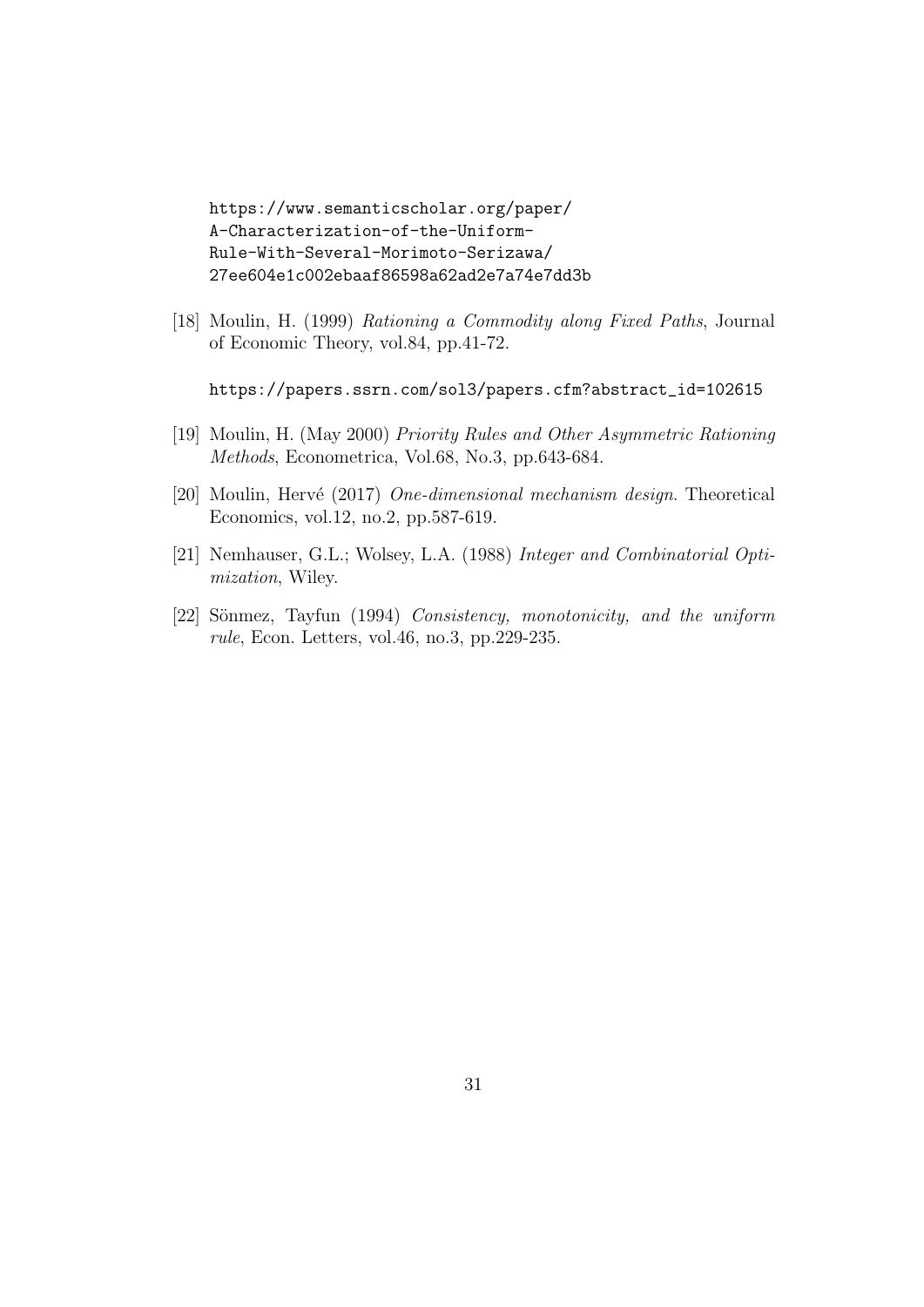https://www.semanticscholar.org/paper/A-Characterization-of-the-Uniform-Rule-With-Several-Morimoto-Serizawa/27ee604e1c002ebaaf86598a62ad2e7a74e7dd3b

[18] Moulin, H. (1999) *Rationing a Commodity along Fixed Paths*, Journal of Economic Theory, vol.84, pp.41-72.

https://papers.ssrn.com/sol3/papers.cfm?abstract_id=102615

[19] Moulin, H. (May 2000) *Priority Rules and Other Asymmetric Rationing Methods*, Econometrica, Vol.68, No.3, pp.643-684.

[20] Moulin, Hervé (2017) *One-dimensional mechanism design*. Theoretical Economics, vol.12, no.2, pp.587-619.

[21] Nemhauser, G.L.; Wolsey, L.A. (1988) *Integer and Combinatorial Optimization*, Wiley.

[22] Sönmez, Tayfun (1994) *Consistency, monotonicity, and the uniform rule*, Econ. Letters, vol.46, no.3, pp.229-235.